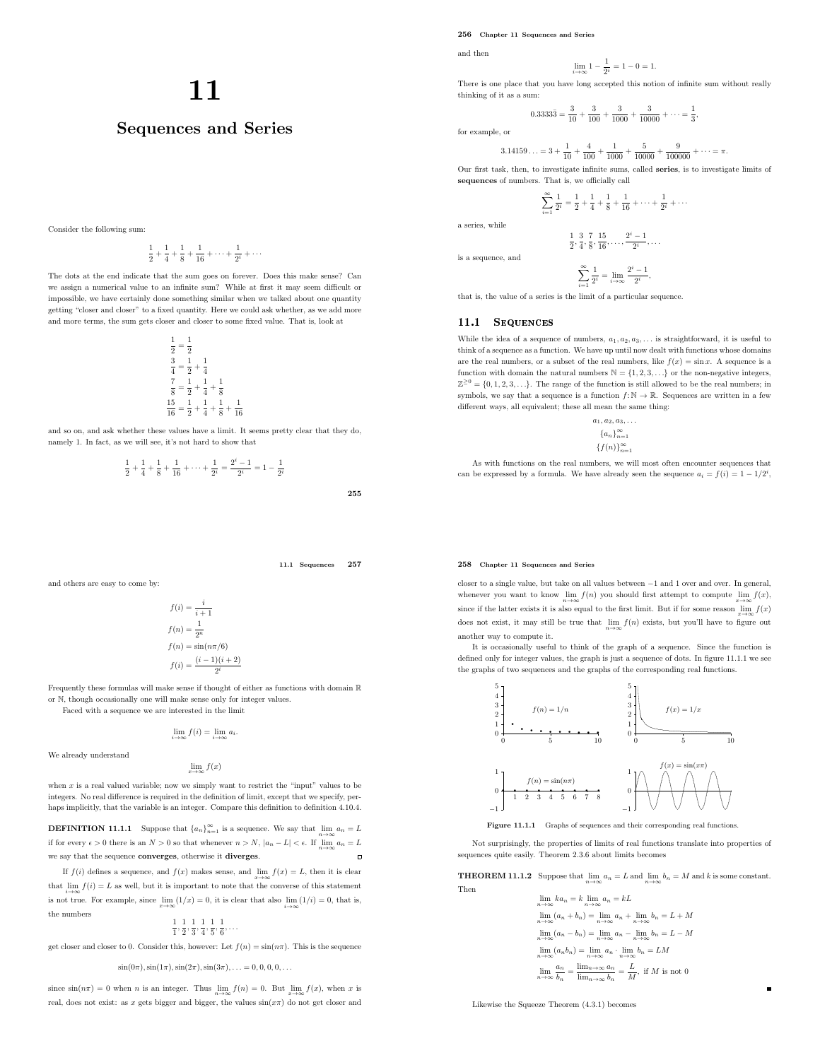# 11

# Sequences and Series

Consider the following sum:

$$\frac{1}{2} + \frac{1}{4} + \frac{1}{8} + \frac{1}{16} + \cdots + \frac{1}{2^i} + \cdots$$

The dots at the end indicate that the sum goes on forever. Does this make sense? Can we assign a numerical value to an infinite sum? While at first it may seem difficult or impossible, we have certainly done something similar when we talked about one quantity getting "closer and closer" to a fixed quantity. Here we could ask whether, as we add more and more terms, the sum gets closer and closer to some fixed value. That is, look at

$$\begin{aligned}
\frac{1}{2} &= \frac{1}{2} \\
\frac{3}{4} &= \frac{1}{2} + \frac{1}{4} \\
\frac{7}{8} &= \frac{1}{2} + \frac{1}{4} + \frac{1}{8} \\
\frac{15}{16} &= \frac{1}{2} + \frac{1}{4} + \frac{1}{8} + \frac{1}{16}
\end{aligned}$$

and so on, and ask whether these values have a limit. It seems pretty clear that they do, namely 1. In fact, as we will see, it's not hard to show that

$$\frac{1}{2} + \frac{1}{4} + \frac{1}{8} + \frac{1}{16} + \cdots + \frac{1}{2^i} = \frac{2^i - 1}{2^i} = 1 - \frac{1}{2^i}$$

and then

$$\lim_{i\to\infty} 1 - \frac{1}{2^i} = 1 - 0 = 1.$$

There is one place that you have long accepted this notion of infinite sum without really thinking of it as a sum:

$$0.3333\bar{3} = \frac{3}{10} + \frac{3}{100} + \frac{3}{1000} + \frac{3}{10000} + \cdots = \frac{1}{3},$$

for example, or

$$3.14159\ldots = 3 + \frac{1}{10} + \frac{4}{100} + \frac{1}{1000} + \frac{5}{10000} + \frac{9}{100000} + \cdots = \pi.$$

Our first task, then, to investigate infinite sums, called **series**, is to investigate limits of **sequences** of numbers. That is, we officially call

$$\sum_{i=1}^{\infty} \frac{1}{2^i} = \frac{1}{2} + \frac{1}{4} + \frac{1}{8} + \frac{1}{16} + \cdots + \frac{1}{2^i} + \cdots$$

a series, while

$$\frac{1}{2}, \frac{3}{4}, \frac{7}{8}, \frac{15}{16}, \ldots, \frac{2^i - 1}{2^i}, \ldots$$

is a sequence, and

$$\sum_{i=1}^{\infty} \frac{1}{2^i} = \lim_{i\to\infty} \frac{2^i - 1}{2^i},$$

that is, the value of a series is the limit of a particular sequence.

## 11.1 Sequences

While the idea of a sequence of numbers, $a_1, a_2, a_3, \ldots$ is straightforward, it is useful to think of a sequence as a function. We have up until now dealt with functions whose domains are the real numbers, or a subset of the real numbers, like $f(x) = \sin x$. A sequence is a function with domain the natural numbers $\mathbb{N} = \{1, 2, 3, \ldots\}$ or the non-negative integers, $\mathbb{Z}^{\geq 0} = \{0, 1, 2, 3, \ldots\}$. The range of the function is still allowed to be the real numbers; in symbols, we say that a sequence is a function $f\colon \mathbb{N} \to \mathbb{R}$. Sequences are written in a few different ways, all equivalent; these all mean the same thing:

$$\begin{gathered}
a_1, a_2, a_3, \ldots \\
\{a_n\}_{n=1}^{\infty} \\
\{f(n)\}_{n=1}^{\infty}
\end{gathered}$$

As with functions on the real numbers, we will most often encounter sequences that can be expressed by a formula. We have already seen the sequence $a_i = f(i) = 1 - 1/2^i$, and others are easy to come by:

$$\begin{aligned}
f(i) &= \frac{i}{i+1} \\
f(n) &= \frac{1}{2^n} \\
f(n) &= \sin(n\pi/6) \\
f(i) &= \frac{(i-1)(i+2)}{2^i}
\end{aligned}$$

Frequently these formulas will make sense if thought of either as functions with domain $\mathbb{R}$ or $\mathbb{N}$, though occasionally one will make sense only for integer values.

Faced with a sequence we are interested in the limit

$$\lim_{i\to\infty} f(i) = \lim_{i\to\infty} a_i.$$

We already understand

$$\lim_{x\to\infty} f(x)$$

when $x$ is a real valued variable; now we simply want to restrict the "input" values to be integers. No real difference is required in the definition of limit, except that we specify, perhaps implicitly, that the variable is an integer. Compare this definition to definition 4.10.4.

**DEFINITION 11.1.1** Suppose that $\{a_n\}_{n=1}^{\infty}$ is a sequence. We say that $\lim_{n\to\infty} a_n = L$ if for every $\epsilon > 0$ there is an $N > 0$ so that whenever $n > N$, $|a_n - L| < \epsilon$. If $\lim_{n\to\infty} a_n = L$ we say that the sequence **converges**, otherwise it **diverges**. □

If $f(i)$ defines a sequence, and $f(x)$ makes sense, and $\lim_{x\to\infty} f(x) = L$, then it is clear that $\lim_{i\to\infty} f(i) = L$ as well, but it is important to note that the converse of this statement is not true. For example, since $\lim_{x\to\infty}(1/x) = 0$, it is clear that also $\lim_{i\to\infty}(1/i) = 0$, that is, the numbers

$$\frac{1}{1}, \frac{1}{2}, \frac{1}{3}, \frac{1}{4}, \frac{1}{5}, \frac{1}{6}, \ldots$$

get closer and closer to 0. Consider this, however: Let $f(n) = \sin(n\pi)$. This is the sequence

$$\sin(0\pi), \sin(1\pi), \sin(2\pi), \sin(3\pi), \ldots = 0, 0, 0, 0, \ldots$$

since $\sin(n\pi) = 0$ when $n$ is an integer. Thus $\lim_{n\to\infty} f(n) = 0$. But $\lim_{x\to\infty} f(x)$, when $x$ is real, does not exist: as $x$ gets bigger and bigger, the values $\sin(x\pi)$ do not get closer and closer to a single value, but take on all values between $-1$ and $1$ over and over. In general, whenever you want to know $\lim_{n\to\infty} f(n)$ you should first attempt to compute $\lim_{x\to\infty} f(x)$, since if the latter exists it is also equal to the first limit. But if for some reason $\lim_{x\to\infty} f(x)$ does not exist, it may still be true that $\lim_{n\to\infty} f(n)$ exists, but you'll have to figure out another way to compute it.

It is occasionally useful to think of the graph of a sequence. Since the function is defined only for integer values, the graph is just a sequence of dots. In figure 11.1.1 we see the graphs of two sequences and the graphs of the corresponding real functions.

**Figure 11.1.1** Graphs of sequences and their corresponding real functions.

Not surprisingly, the properties of limits of real functions translate into properties of sequences quite easily. Theorem 2.3.6 about limits becomes

**THEOREM 11.1.2** Suppose that $\lim_{n\to\infty} a_n = L$ and $\lim_{n\to\infty} b_n = M$ and $k$ is some constant. Then

$$\begin{aligned}
\lim_{n\to\infty} ka_n &= k \lim_{n\to\infty} a_n = kL \\
\lim_{n\to\infty} (a_n + b_n) &= \lim_{n\to\infty} a_n + \lim_{n\to\infty} b_n = L + M \\
\lim_{n\to\infty} (a_n - b_n) &= \lim_{n\to\infty} a_n - \lim_{n\to\infty} b_n = L - M \\
\lim_{n\to\infty} (a_n b_n) &= \lim_{n\to\infty} a_n \cdot \lim_{n\to\infty} b_n = LM \\
\lim_{n\to\infty} \frac{a_n}{b_n} &= \frac{\lim_{n\to\infty} a_n}{\lim_{n\to\infty} b_n} = \frac{L}{M}, \text{ if } M \text{ is not } 0
\end{aligned}$$

■

Likewise the Squeeze Theorem (4.3.1) becomes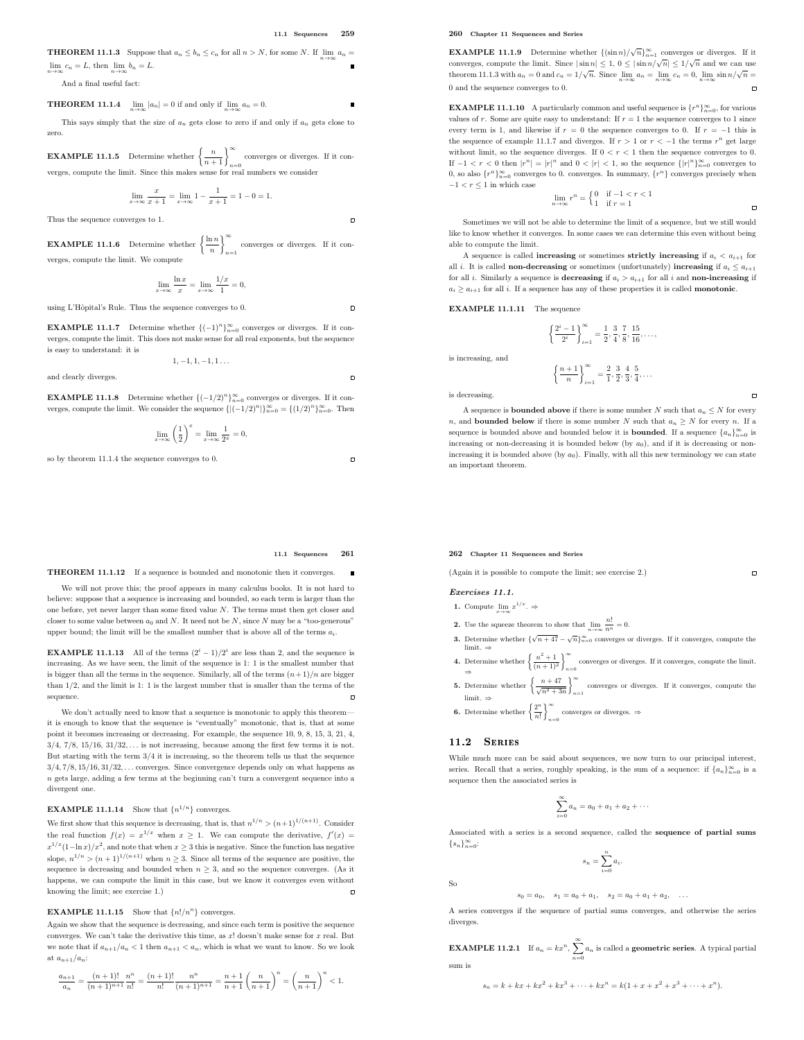**THEOREM 11.1.3** Suppose that $a_n \le b_n \le c_n$ for all $n > N$, for some $N$. If $\lim_{n\to\infty} a_n = \lim_{n\to\infty} c_n = L$, then $\lim_{n\to\infty} b_n = L$.

And a final useful fact:

**THEOREM 11.1.4** $\lim_{n\to\infty} |a_n| = 0$ if and only if $\lim_{n\to\infty} a_n = 0$.

This says simply that the size of $a_n$ gets close to zero if and only if $a_n$ gets close to zero.

**EXAMPLE 11.1.5** Determine whether $\left\{\frac{n}{n+1}\right\}_{n=0}^{\infty}$ converges or diverges. If it converges, compute the limit. Since this makes sense for real numbers we consider

$$\lim_{x\to\infty} \frac{x}{x+1} = \lim_{x\to\infty} 1 - \frac{1}{x+1} = 1 - 0 = 1.$$

Thus the sequence converges to 1.

**EXAMPLE 11.1.6** Determine whether $\left\{\frac{\ln n}{n}\right\}_{n=1}^{\infty}$ converges or diverges. If it converges, compute the limit. We compute

$$\lim_{x\to\infty} \frac{\ln x}{x} = \lim_{x\to\infty} \frac{1/x}{1} = 0,$$

using L'Hôpital's Rule. Thus the sequence converges to 0.

**EXAMPLE 11.1.7** Determine whether $\{(-1)^n\}_{n=0}^{\infty}$ converges or diverges. If it converges, compute the limit. This does not make sense for all real exponents, but the sequence is easy to understand: it is

$$1, -1, 1, -1, 1 \ldots$$

and clearly diverges.

**EXAMPLE 11.1.8** Determine whether $\{(-1/2)^n\}_{n=0}^{\infty}$ converges or diverges. If it converges, compute the limit. We consider the sequence $\{|(-1/2)^n|\}_{n=0}^{\infty} = \{(1/2)^n\}_{n=0}^{\infty}$. Then

$$\lim_{x\to\infty} \left(\frac{1}{2}\right)^x = \lim_{x\to\infty} \frac{1}{2^x} = 0,$$

so by theorem 11.1.4 the sequence converges to 0.

**EXAMPLE 11.1.9** Determine whether $\{(\sin n)/\sqrt{n}\}_{n=1}^{\infty}$ converges or diverges. If it converges, compute the limit. Since $|\sin n| \le 1$, $0 \le |\sin n/\sqrt{n}| \le 1/\sqrt{n}$ and we can use theorem 11.1.3 with $a_n = 0$ and $c_n = 1/\sqrt{n}$. Since $\lim_{n\to\infty} a_n = \lim_{n\to\infty} c_n = 0$, $\lim_{n\to\infty} \sin n/\sqrt{n} = 0$ and the sequence converges to 0.

**EXAMPLE 11.1.10** A particularly common and useful sequence is $\{r^n\}_{n=0}^{\infty}$, for various values of $r$. Some are quite easy to understand: If $r = 1$ the sequence converges to 1 since every term is 1, and likewise if $r = 0$ the sequence converges to 0. If $r = -1$ this is the sequence of example 11.1.7 and diverges. If $r > 1$ or $r < -1$ the terms $r^n$ get large without limit, so the sequence diverges. If $0 < r < 1$ then the sequence converges to 0. If $-1 < r < 0$ then $|r^n| = |r|^n$ and $0 < |r| < 1$, so the sequence $\{|r|^n\}_{n=0}^{\infty}$ converges to 0, so also $\{r^n\}_{n=0}^{\infty}$ converges to 0. converges. In summary, $\{r^n\}$ converges precisely when $-1 < r \le 1$ in which case

$$\lim_{n\to\infty} r^n = \begin{cases} 0 & \text{if } -1 < r < 1 \\ 1 & \text{if } r = 1 \end{cases}$$

Sometimes we will not be able to determine the limit of a sequence, but we still would like to know whether it converges. In some cases we can determine this even without being able to compute the limit.

A sequence is called **increasing** or sometimes **strictly increasing** if $a_i < a_{i+1}$ for all $i$. It is called **non-decreasing** or sometimes (unfortunately) **increasing** if $a_i \le a_{i+1}$ for all $i$. Similarly a sequence is **decreasing** if $a_i > a_{i+1}$ for all $i$ and **non-increasing** if $a_i \ge a_{i+1}$ for all $i$. If a sequence has any of these properties it is called **monotonic**.

**EXAMPLE 11.1.11** The sequence

$$\left\{\frac{2^i - 1}{2^i}\right\}_{i=1}^{\infty} = \frac{1}{2}, \frac{3}{4}, \frac{7}{8}, \frac{15}{16}, \ldots,$$

is increasing, and

$$\left\{\frac{n+1}{n}\right\}_{i=1}^{\infty} = \frac{2}{1}, \frac{3}{2}, \frac{4}{3}, \frac{5}{4}, \ldots$$

is decreasing.

A sequence is **bounded above** if there is some number $N$ such that $a_n \le N$ for every $n$, and **bounded below** if there is some number $N$ such that $a_n \ge N$ for every $n$. If a sequence is bounded above and bounded below it is **bounded**. If a sequence $\{a_n\}_{n=0}^{\infty}$ is increasing or non-decreasing it is bounded below (by $a_0$), and if it is decreasing or non-increasing it is bounded above (by $a_0$). Finally, with all this new terminology we can state an important theorem.

**THEOREM 11.1.12** If a sequence is bounded and monotonic then it converges.

We will not prove this; the proof appears in many calculus books. It is not hard to believe: suppose that a sequence is increasing and bounded, so each term is larger than the one before, yet never larger than some fixed value $N$. The terms must then get closer and closer to some value between $a_0$ and $N$. It need not be $N$, since $N$ may be a "too-generous" upper bound; the limit will be the smallest number that is above all of the terms $a_i$.

**EXAMPLE 11.1.13** All of the terms $(2^i - 1)/2^i$ are less than 2, and the sequence is increasing. As we have seen, the limit of the sequence is 1: 1 is the smallest number that is bigger than all the terms in the sequence. Similarly, all of the terms $(n+1)/n$ are bigger than 1/2, and the limit is 1: 1 is the largest number that is smaller than the terms of the sequence.

We don't actually need to know that a sequence is monotonic to apply this theorem— it is enough to know that the sequence is "eventually" monotonic, that is, that at some point it becomes increasing or decreasing. For example, the sequence 10, 9, 8, 15, 3, 21, 4, 3/4, 7/8, 15/16, 31/32, ... is not increasing, because among the first few terms it is not. But starting with the term 3/4 it is increasing, so the theorem tells us that the sequence 3/4, 7/8, 15/16, 31/32, ... converges. Since convergence depends only on what happens as $n$ gets large, adding a few terms at the beginning can't turn a convergent sequence into a divergent one.

**EXAMPLE 11.1.14** Show that $\{n^{1/n}\}$ converges.

We first show that this sequence is decreasing, that is, that $n^{1/n} > (n+1)^{1/(n+1)}$. Consider the real function $f(x) = x^{1/x}$ when $x \ge 1$. We can compute the derivative, $f'(x) = x^{1/x}(1 - \ln x)/x^2$, and note that when $x \ge 3$ this is negative. Since the function has negative slope, $n^{1/n} > (n+1)^{1/(n+1)}$ when $n \ge 3$. Since all terms of the sequence are positive, the sequence is decreasing and bounded when $n \ge 3$, and so the sequence converges. (As it happens, we can compute the limit in this case, but we know it converges even without knowing the limit; see exercise 1.)

**EXAMPLE 11.1.15** Show that $\{n!/n^n\}$ converges.

Again we show that the sequence is decreasing, and since each term is positive the sequence converges. We can't take the derivative this time, as $x!$ doesn't make sense for $x$ real. But we note that if $a_{n+1}/a_n < 1$ then $a_{n+1} < a_n$, which is what we want to know. So we look at $a_{n+1}/a_n$:

$$\frac{a_{n+1}}{a_n} = \frac{(n+1)!}{(n+1)^{n+1}} \frac{n^n}{n!} = \frac{(n+1)!}{n!} \frac{n^n}{(n+1)^{n+1}} = \frac{n+1}{n+1} \left(\frac{n}{n+1}\right)^n = \left(\frac{n}{n+1}\right)^n < 1.$$

(Again it is possible to compute the limit; see exercise 2.)

### *Exercises 11.1.*

1. Compute $\lim_{x\to\infty} x^{1/x}$. ⇒
2. Use the squeeze theorem to show that $\lim_{n\to\infty} \frac{n!}{n^n} = 0$.
3. Determine whether $\{\sqrt{n+47} - \sqrt{n}\}_{n=0}^{\infty}$ converges or diverges. If it converges, compute the limit. ⇒
4. Determine whether $\left\{\frac{n^2+1}{(n+1)^2}\right\}_{n=0}^{\infty}$ converges or diverges. If it converges, compute the limit. ⇒
5. Determine whether $\left\{\frac{n+47}{\sqrt{n^2+3n}}\right\}_{n=1}^{\infty}$ converges or diverges. If it converges, compute the limit. ⇒
6. Determine whether $\left\{\frac{2^n}{n!}\right\}_{n=0}^{\infty}$ converges or diverges. ⇒

## 11.2 Series

While much more can be said about sequences, we now turn to our principal interest, series. Recall that a series, roughly speaking, is the sum of a sequence: if $\{a_n\}_{n=0}^{\infty}$ is a sequence then the associated series is

$$\sum_{i=0}^{\infty} a_n = a_0 + a_1 + a_2 + \cdots$$

Associated with a series is a second sequence, called the **sequence of partial sums** $\{s_n\}_{n=0}^{\infty}$:

$$s_n = \sum_{i=0}^{n} a_i.$$

So

$$s_0 = a_0, \quad s_1 = a_0 + a_1, \quad s_2 = a_0 + a_1 + a_2, \quad \ldots$$

A series converges if the sequence of partial sums converges, and otherwise the series diverges.

**EXAMPLE 11.2.1** If $a_n = kx^n$, $\sum_{n=0}^{\infty} a_n$ is called a **geometric series**. A typical partial sum is

$$s_n = k + kx + kx^2 + kx^3 + \cdots + kx^n = k(1 + x + x^2 + x^3 + \cdots + x^n).$$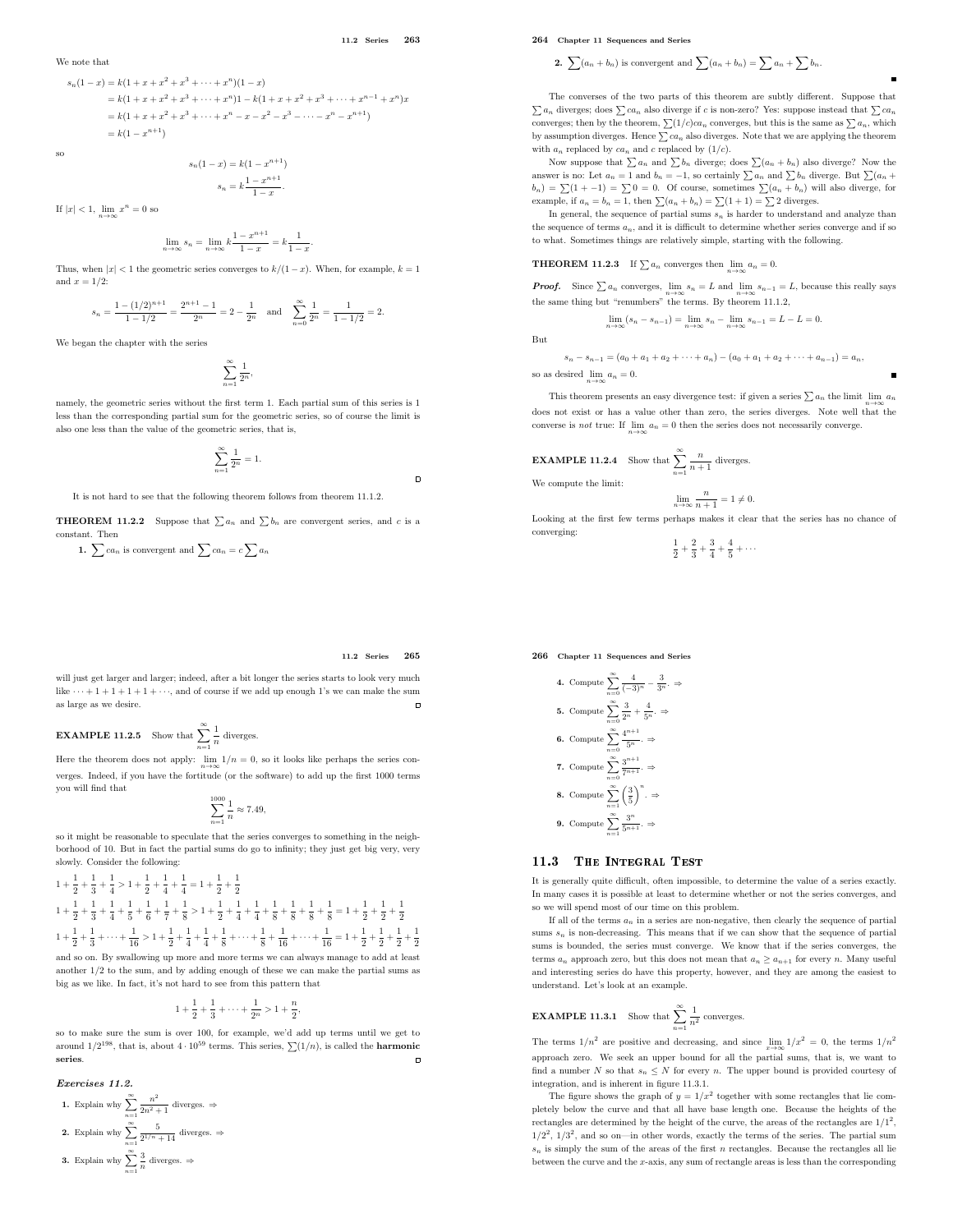We note that

$$
\begin{aligned}
s_n(1-x) &= k(1+x+x^2+x^3+\cdots+x^n)(1-x)\\
&= k(1+x+x^2+x^3+\cdots+x^n)1 - k(1+x+x^2+x^3+\cdots+x^{n-1}+x^n)x\\
&= k(1+x+x^2+x^3+\cdots+x^n - x - x^2 - x^3 - \cdots - x^n - x^{n+1})\\
&= k(1-x^{n+1})
\end{aligned}
$$

so

$$
\begin{aligned}
s_n(1-x) &= k(1-x^{n+1})\\
s_n &= k\frac{1-x^{n+1}}{1-x}.
\end{aligned}
$$

If $|x|<1$, $\lim_{n\to\infty} x^n = 0$ so

$$\lim_{n\to\infty} s_n = \lim_{n\to\infty} k\frac{1-x^{n+1}}{1-x} = k\frac{1}{1-x}.$$

Thus, when $|x|<1$ the geometric series converges to $k/(1-x)$. When, for example, $k=1$ and $x=1/2$:

$$s_n = \frac{1-(1/2)^{n+1}}{1-1/2} = \frac{2^{n+1}-1}{2^n} = 2 - \frac{1}{2^n} \quad\text{and}\quad \sum_{n=0}^{\infty}\frac{1}{2^n} = \frac{1}{1-1/2} = 2.$$

We began the chapter with the series

$$\sum_{n=1}^{\infty}\frac{1}{2^n},$$

namely, the geometric series without the first term 1. Each partial sum of this series is 1 less than the corresponding partial sum for the geometric series, so of course the limit is also one less than the value of the geometric series, that is,

$$\sum_{n=1}^{\infty}\frac{1}{2^n} = 1.$$

It is not hard to see that the following theorem follows from theorem 11.1.2.

**THEOREM 11.2.2** Suppose that $\sum a_n$ and $\sum b_n$ are convergent series, and $c$ is a constant. Then

**1.** $\sum ca_n$ is convergent and $\sum ca_n = c\sum a_n$

**2.** $\sum(a_n+b_n)$ is convergent and $\sum(a_n+b_n) = \sum a_n + \sum b_n$.

The converses of the two parts of this theorem are subtly different. Suppose that $\sum a_n$ diverges; does $\sum ca_n$ also diverge if $c$ is non-zero? Yes: suppose instead that $\sum ca_n$ converges; then by the theorem, $\sum(1/c)ca_n$ converges, but this is the same as $\sum a_n$, which by assumption diverges. Hence $\sum ca_n$ also diverges. Note that we are applying the theorem with $a_n$ replaced by $ca_n$ and $c$ replaced by $(1/c)$.

Now suppose that $\sum a_n$ and $\sum b_n$ diverge; does $\sum(a_n+b_n)$ also diverge? Now the answer is no: Let $a_n = 1$ and $b_n = -1$, so certainly $\sum a_n$ and $\sum b_n$ diverge. But $\sum(a_n+b_n) = \sum(1+-1) = \sum 0 = 0$. Of course, sometimes $\sum(a_n+b_n)$ will also diverge, for example, if $a_n = b_n = 1$, then $\sum(a_n+b_n) = \sum(1+1) = \sum 2$ diverges.

In general, the sequence of partial sums $s_n$ is harder to understand and analyze than the sequence of terms $a_n$, and it is difficult to determine whether series converge and if so to what. Sometimes things are relatively simple, starting with the following.

**THEOREM 11.2.3** If $\sum a_n$ converges then $\lim_{n\to\infty} a_n = 0$.

***Proof.*** Since $\sum a_n$ converges, $\lim_{n\to\infty} s_n = L$ and $\lim_{n\to\infty} s_{n-1} = L$, because this really says the same thing but "renumbers" the terms. By theorem 11.1.2,

$$\lim_{n\to\infty}(s_n - s_{n-1}) = \lim_{n\to\infty} s_n - \lim_{n\to\infty} s_{n-1} = L - L = 0.$$

But

$$s_n - s_{n-1} = (a_0+a_1+a_2+\cdots+a_n) - (a_0+a_1+a_2+\cdots+a_{n-1}) = a_n,$$

so as desired $\lim_{n\to\infty} a_n = 0$.

This theorem presents an easy divergence test: if given a series $\sum a_n$ the limit $\lim_{n\to\infty} a_n$ does not exist or has a value other than zero, the series diverges. Note well that the converse is *not* true: If $\lim_{n\to\infty} a_n = 0$ then the series does not necessarily converge.

**EXAMPLE 11.2.4** Show that $\sum_{n=1}^{\infty}\frac{n}{n+1}$ diverges.

We compute the limit:

$$\lim_{n\to\infty}\frac{n}{n+1} = 1 \neq 0.$$

Looking at the first few terms perhaps makes it clear that the series has no chance of converging:

$$\frac{1}{2}+\frac{2}{3}+\frac{3}{4}+\frac{4}{5}+\cdots$$

will just get larger and larger; indeed, after a bit longer the series starts to look very much like $\cdots+1+1+1+1+\cdots$, and of course if we add up enough 1's we can make the sum as large as we desire.

**EXAMPLE 11.2.5** Show that $\sum_{n=1}^{\infty}\frac{1}{n}$ diverges.

Here the theorem does not apply: $\lim_{n\to\infty} 1/n = 0$, so it looks like perhaps the series converges. Indeed, if you have the fortitude (or the software) to add up the first 1000 terms you will find that

$$\sum_{n=1}^{1000}\frac{1}{n} \approx 7.49,$$

so it might be reasonable to speculate that the series converges to something in the neighborhood of 10. But in fact the partial sums do go to infinity; they just get big very, very slowly. Consider the following:

$$1+\frac{1}{2}+\frac{1}{3}+\frac{1}{4} > 1+\frac{1}{2}+\frac{1}{4}+\frac{1}{4} = 1+\frac{1}{2}+\frac{1}{2}$$

$$1+\frac{1}{2}+\frac{1}{3}+\frac{1}{4}+\frac{1}{5}+\frac{1}{6}+\frac{1}{7}+\frac{1}{8} > 1+\frac{1}{2}+\frac{1}{4}+\frac{1}{4}+\frac{1}{8}+\frac{1}{8}+\frac{1}{8}+\frac{1}{8} = 1+\frac{1}{2}+\frac{1}{2}+\frac{1}{2}$$

$$1+\frac{1}{2}+\frac{1}{3}+\cdots+\frac{1}{16} > 1+\frac{1}{2}+\frac{1}{4}+\frac{1}{4}+\frac{1}{8}+\cdots+\frac{1}{8}+\frac{1}{16}+\cdots+\frac{1}{16} = 1+\frac{1}{2}+\frac{1}{2}+\frac{1}{2}+\frac{1}{2}$$

and so on. By swallowing up more and more terms we can always manage to add at least another $1/2$ to the sum, and by adding enough of these we can make the partial sums as big as we like. In fact, it's not hard to see from this pattern that

$$1+\frac{1}{2}+\frac{1}{3}+\cdots+\frac{1}{2^n} > 1+\frac{n}{2},$$

so to make sure the sum is over 100, for example, we'd add up terms until we get to around $1/2^{198}$, that is, about $4\cdot10^{59}$ terms. This series, $\sum(1/n)$, is called the **harmonic series**.

### *Exercises 11.2.*

**1.** Explain why $\sum_{n=1}^{\infty}\frac{n^2}{2n^2+1}$ diverges. ⇒

**2.** Explain why $\sum_{n=1}^{\infty}\frac{5}{2^{1/n}+14}$ diverges. ⇒

**3.** Explain why $\sum_{n=1}^{\infty}\frac{3}{n}$ diverges. ⇒

**4.** Compute $\sum_{n=0}^{\infty}\frac{4}{(-3)^n}-\frac{3}{3^n}$. ⇒

**5.** Compute $\sum_{n=0}^{\infty}\frac{3}{2^n}+\frac{4}{5^n}$. ⇒

**6.** Compute $\sum_{n=0}^{\infty}\frac{4^{n+1}}{5^n}$. ⇒

**7.** Compute $\sum_{n=0}^{\infty}\frac{3^{n+1}}{7^{n+1}}$. ⇒

**8.** Compute $\sum_{n=1}^{\infty}\left(\frac{3}{5}\right)^n$. ⇒

**9.** Compute $\sum_{n=1}^{\infty}\frac{3^n}{5^{n+1}}$. ⇒

## 11.3 The Integral Test

It is generally quite difficult, often impossible, to determine the value of a series exactly. In many cases it is possible at least to determine whether or not the series converges, and so we will spend most of our time on this problem.

If all of the terms $a_n$ in a series are non-negative, then clearly the sequence of partial sums $s_n$ is non-decreasing. This means that if we can show that the sequence of partial sums is bounded, the series must converge. We know that if the series converges, the terms $a_n$ approach zero, but this does not mean that $a_n \ge a_{n+1}$ for every $n$. Many useful and interesting series do have this property, however, and they are among the easiest to understand. Let's look at an example.

**EXAMPLE 11.3.1** Show that $\sum_{n=1}^{\infty}\frac{1}{n^2}$ converges.

The terms $1/n^2$ are positive and decreasing, and since $\lim_{x\to\infty} 1/x^2 = 0$, the terms $1/n^2$ approach zero. We seek an upper bound for all the partial sums, that is, we want to find a number $N$ so that $s_n \le N$ for every $n$. The upper bound is provided courtesy of integration, and is inherent in figure 11.3.1.

The figure shows the graph of $y = 1/x^2$ together with some rectangles that lie completely below the curve and that all have base length one. Because the heights of the rectangles are determined by the height of the curve, the areas of the rectangles are $1/1^2$, $1/2^2$, $1/3^2$, and so on—in other words, exactly the terms of the series. The partial sum $s_n$ is simply the sum of the areas of the first $n$ rectangles. Because the rectangles all lie between the curve and the $x$-axis, any sum of rectangle areas is less than the corresponding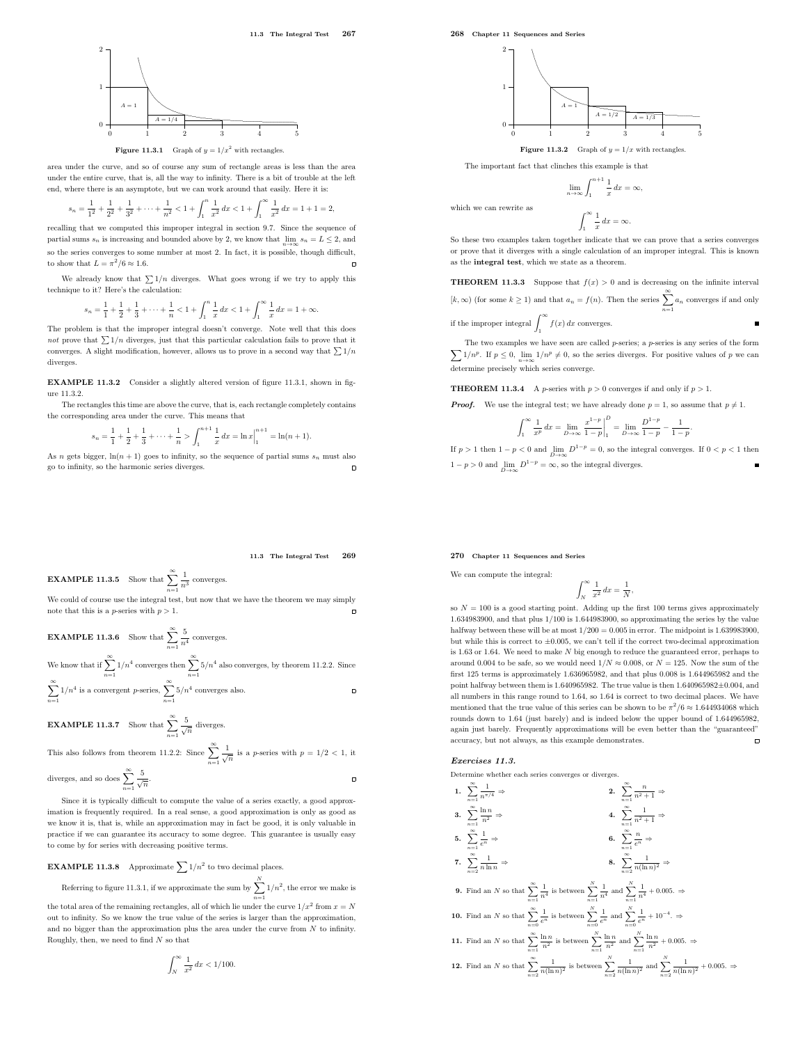Figure 11.3.1 Graph of $y = 1/x^2$ with rectangles.

area under the curve, and so of course any sum of rectangle areas is less than the area under the entire curve, that is, all the way to infinity. There is a bit of trouble at the left end, where there is an asymptote, but we can work around that easily. Here it is:

$$s_n = \frac{1}{1^2} + \frac{1}{2^2} + \frac{1}{3^2} + \cdots + \frac{1}{n^2} < 1 + \int_1^n \frac{1}{x^2}\,dx < 1 + \int_1^\infty \frac{1}{x^2}\,dx = 1 + 1 = 2,$$

recalling that we computed this improper integral in section 9.7. Since the sequence of partial sums $s_n$ is increasing and bounded above by 2, we know that $\lim_{n\to\infty} s_n = L \le 2$, and so the series converges to some number at most 2. In fact, it is possible, though difficult, to show that $L = \pi^2/6 \approx 1.6$.

We already know that $\sum 1/n$ diverges. What goes wrong if we try to apply this technique to it? Here's the calculation:

$$s_n = \frac{1}{1} + \frac{1}{2} + \frac{1}{3} + \cdots + \frac{1}{n} < 1 + \int_1^n \frac{1}{x}\,dx < 1 + \int_1^\infty \frac{1}{x}\,dx = 1 + \infty.$$

The problem is that the improper integral doesn't converge. Note well that this does *not* prove that $\sum 1/n$ diverges, just that this particular calculation fails to prove that it converges. A slight modification, however, allows us to prove in a second way that $\sum 1/n$ diverges.

**EXAMPLE 11.3.2** Consider a slightly altered version of figure 11.3.1, shown in figure 11.3.2.

The rectangles this time are above the curve, that is, each rectangle completely contains the corresponding area under the curve. This means that

$$s_n = \frac{1}{1} + \frac{1}{2} + \frac{1}{3} + \cdots + \frac{1}{n} > \int_1^{n+1} \frac{1}{x}\,dx = \ln x\Big|_1^{n+1} = \ln(n+1).$$

As $n$ gets bigger, $\ln(n+1)$ goes to infinity, so the sequence of partial sums $s_n$ must also go to infinity, so the harmonic series diverges.

Figure 11.3.2 Graph of $y = 1/x$ with rectangles.

The important fact that clinches this example is that

$$\lim_{n\to\infty} \int_1^{n+1} \frac{1}{x}\,dx = \infty,$$

which we can rewrite as

$$\int_1^\infty \frac{1}{x}\,dx = \infty.$$

So these two examples taken together indicate that we can prove that a series converges or prove that it diverges with a single calculation of an improper integral. This is known as the **integral test**, which we state as a theorem.

**THEOREM 11.3.3** Suppose that $f(x) > 0$ and is decreasing on the infinite interval $[k, \infty)$ (for some $k \ge 1$) and that $a_n = f(n)$. Then the series $\sum_{n=1}^\infty a_n$ converges if and only if the improper integral $\int_1^\infty f(x)\,dx$ converges.

The two examples we have seen are called $p$-series; a $p$-series is any series of the form $\sum 1/n^p$. If $p \le 0$, $\lim_{n\to\infty} 1/n^p \ne 0$, so the series diverges. For positive values of $p$ we can determine precisely which series converge.

**THEOREM 11.3.4** A $p$-series with $p > 0$ converges if and only if $p > 1$.

***Proof.*** We use the integral test; we have already done $p = 1$, so assume that $p \ne 1$.

$$\int_1^\infty \frac{1}{x^p}\,dx = \lim_{D\to\infty} \frac{x^{1-p}}{1-p}\Big|_1^D = \lim_{D\to\infty} \frac{D^{1-p}}{1-p} - \frac{1}{1-p}.$$

If $p > 1$ then $1 - p < 0$ and $\lim_{D\to\infty} D^{1-p} = 0$, so the integral converges. If $0 < p < 1$ then $1 - p > 0$ and $\lim_{D\to\infty} D^{1-p} = \infty$, so the integral diverges.

**EXAMPLE 11.3.5** Show that $\sum_{n=1}^\infty \frac{1}{n^3}$ converges.

We could of course use the integral test, but now that we have the theorem we may simply note that this is a $p$-series with $p > 1$.

**EXAMPLE 11.3.6** Show that $\sum_{n=1}^\infty \frac{5}{n^4}$ converges.

We know that if $\sum_{n=1}^\infty 1/n^4$ converges then $\sum_{n=1}^\infty 5/n^4$ also converges, by theorem 11.2.2. Since $\sum_{n=1}^\infty 1/n^4$ is a convergent $p$-series, $\sum_{n=1}^\infty 5/n^4$ converges also.

**EXAMPLE 11.3.7** Show that $\sum_{n=1}^\infty \frac{5}{\sqrt{n}}$ diverges.

This also follows from theorem 11.2.2: Since $\sum_{n=1}^\infty \frac{1}{\sqrt{n}}$ is a $p$-series with $p = 1/2 < 1$, it diverges, and so does $\sum_{n=1}^\infty \frac{5}{\sqrt{n}}$.

Since it is typically difficult to compute the value of a series exactly, a good approximation is frequently required. In a real sense, a good approximation is only as good as we know it is, that is, while an approximation may in fact be good, it is only valuable in practice if we can guarantee its accuracy to some degree. This guarantee is usually easy to come by for series with decreasing positive terms.

**EXAMPLE 11.3.8** Approximate $\sum 1/n^2$ to two decimal places.

Referring to figure 11.3.1, if we approximate the sum by $\sum_{n=1}^N 1/n^2$, the error we make is the total area of the remaining rectangles, all of which lie under the curve $1/x^2$ from $x = N$ out to infinity. So we know the true value of the series is larger than the approximation, and no bigger than the approximation plus the area under the curve from $N$ to infinity. Roughly, then, we need to find $N$ so that

$$\int_N^\infty \frac{1}{x^2}\,dx < 1/100.$$

We can compute the integral:

$$\int_N^\infty \frac{1}{x^2}\,dx = \frac{1}{N},$$

so $N = 100$ is a good starting point. Adding up the first 100 terms gives approximately 1.634983900, and that plus 1/100 is 1.644983900, so approximating the series by the value halfway between these will be at most $1/200 = 0.005$ in error. The midpoint is 1.639983900, but while this is correct to $\pm 0.005$, we can't tell if the correct two-decimal approximation is 1.63 or 1.64. We need to make $N$ big enough to reduce the guaranteed error, perhaps to around 0.004 to be safe, so we would need $1/N \approx 0.008$, or $N = 125$. Now the sum of the first 125 terms is approximately 1.636965982, and that plus 0.008 is 1.644965982 and the point halfway between them is 1.640965982. The true value is then $1.640965982 \pm 0.004$, and all numbers in this range round to 1.64, so 1.64 is correct to two decimal places. We have mentioned that the true value of this series can be shown to be $\pi^2/6 \approx 1.644934068$ which rounds down to 1.64 (just barely) and is indeed below the upper bound of 1.644965982, again just barely. Frequently approximations will be even better than the "guaranteed" accuracy, but not always, as this example demonstrates.

### *Exercises 11.3.*

Determine whether each series converges or diverges.

1. $\sum_{n=1}^\infty \frac{1}{n^{\pi/4}} \Rightarrow$
2. $\sum_{n=1}^\infty \frac{n}{n^2+1} \Rightarrow$
3. $\sum_{n=1}^\infty \frac{\ln n}{n^2} \Rightarrow$
4. $\sum_{n=1}^\infty \frac{1}{n^2+1} \Rightarrow$
5. $\sum_{n=1}^\infty \frac{1}{e^n} \Rightarrow$
6. $\sum_{n=1}^\infty \frac{n}{e^n} \Rightarrow$
7. $\sum_{n=2}^\infty \frac{1}{n \ln n} \Rightarrow$
8. $\sum_{n=2}^\infty \frac{1}{n(\ln n)^2} \Rightarrow$
9. Find an $N$ so that $\sum_{n=1}^\infty \frac{1}{n^4}$ is between $\sum_{n=1}^N \frac{1}{n^4}$ and $\sum_{n=1}^N \frac{1}{n^4} + 0.005$. $\Rightarrow$
10. Find an $N$ so that $\sum_{n=0}^\infty \frac{1}{e^n}$ is between $\sum_{n=0}^N \frac{1}{e^n}$ and $\sum_{n=0}^N \frac{1}{e^n} + 10^{-4}$. $\Rightarrow$
11. Find an $N$ so that $\sum_{n=1}^\infty \frac{\ln n}{n^2}$ is between $\sum_{n=1}^N \frac{\ln n}{n^2}$ and $\sum_{n=1}^N \frac{\ln n}{n^2} + 0.005$. $\Rightarrow$
12. Find an $N$ so that $\sum_{n=2}^\infty \frac{1}{n(\ln n)^2}$ is between $\sum_{n=2}^N \frac{1}{n(\ln n)^2}$ and $\sum_{n=2}^N \frac{1}{n(\ln n)^2} + 0.005$. $\Rightarrow$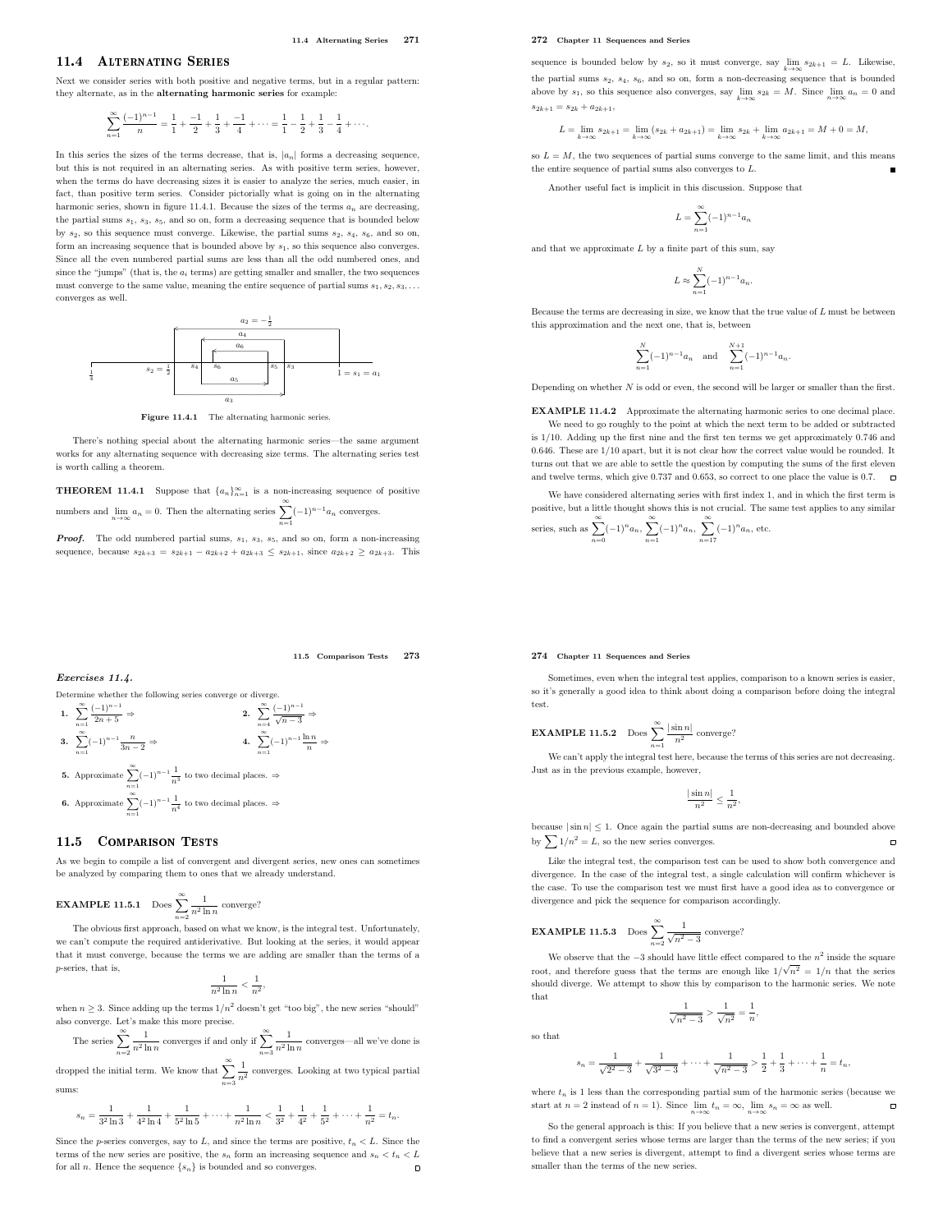## 11.4 Alternating Series

Next we consider series with both positive and negative terms, but in a regular pattern: they alternate, as in the **alternating harmonic series** for example:

$$\sum_{n=1}^{\infty} \frac{(-1)^{n-1}}{n} = \frac{1}{1} + \frac{-1}{2} + \frac{1}{3} + \frac{-1}{4} + \cdots = \frac{1}{1} - \frac{1}{2} + \frac{1}{3} - \frac{1}{4} + \cdots.$$

In this series the sizes of the terms decrease, that is, $|a_n|$ forms a decreasing sequence, but this is not required in an alternating series. As with positive term series, however, when the terms do have decreasing sizes it is easier to analyze the series, much easier, in fact, than positive term series. Consider pictorially what is going on in the alternating harmonic series, shown in figure 11.4.1. Because the sizes of the terms $a_n$ are decreasing, the partial sums $s_1$, $s_3$, $s_5$, and so on, form a decreasing sequence that is bounded below by $s_2$, so this sequence must converge. Likewise, the partial sums $s_2$, $s_4$, $s_6$, and so on, form an increasing sequence that is bounded above by $s_1$, so this sequence also converges. Since all the even numbered partial sums are less than all the odd numbered ones, and since the "jumps" (that is, the $a_i$ terms) are getting smaller and smaller, the two sequences must converge to the same value, meaning the entire sequence of partial sums $s_1, s_2, s_3, \ldots$ converges as well.

**Figure 11.4.1** The alternating harmonic series.

There's nothing special about the alternating harmonic series—the same argument works for any alternating sequence with decreasing size terms. The alternating series test is worth calling a theorem.

**THEOREM 11.4.1** Suppose that $\{a_n\}_{n=1}^{\infty}$ is a non-increasing sequence of positive numbers and $\lim_{n\to\infty} a_n = 0$. Then the alternating series $\sum_{n=1}^{\infty}(-1)^{n-1}a_n$ converges.

***Proof.*** The odd numbered partial sums, $s_1$, $s_3$, $s_5$, and so on, form a non-increasing sequence, because $s_{2k+3} = s_{2k+1} - a_{2k+2} + a_{2k+3} \le s_{2k+1}$, since $a_{2k+2} \ge a_{2k+3}$. This sequence is bounded below by $s_2$, so it must converge, say $\lim_{k\to\infty} s_{2k+1} = L$. Likewise, the partial sums $s_2$, $s_4$, $s_6$, and so on, form a non-decreasing sequence that is bounded above by $s_1$, so this sequence also converges, say $\lim_{k\to\infty} s_{2k} = M$. Since $\lim_{n\to\infty} a_n = 0$ and $s_{2k+1} = s_{2k} + a_{2k+1}$,

$$L = \lim_{k\to\infty} s_{2k+1} = \lim_{k\to\infty}(s_{2k} + a_{2k+1}) = \lim_{k\to\infty} s_{2k} + \lim_{k\to\infty} a_{2k+1} = M + 0 = M,$$

so $L = M$, the two sequences of partial sums converge to the same limit, and this means the entire sequence of partial sums also converges to $L$. ∎

Another useful fact is implicit in this discussion. Suppose that

$$L = \sum_{n=1}^{\infty}(-1)^{n-1}a_n$$

and that we approximate $L$ by a finite part of this sum, say

$$L \approx \sum_{n=1}^{N}(-1)^{n-1}a_n.$$

Because the terms are decreasing in size, we know that the true value of $L$ must be between this approximation and the next one, that is, between

$$\sum_{n=1}^{N}(-1)^{n-1}a_n \quad \text{and} \quad \sum_{n=1}^{N+1}(-1)^{n-1}a_n.$$

Depending on whether $N$ is odd or even, the second will be larger or smaller than the first.

**EXAMPLE 11.4.2** Approximate the alternating harmonic series to one decimal place.

We need to go roughly to the point at which the next term to be added or subtracted is 1/10. Adding up the first nine and the first ten terms we get approximately 0.746 and 0.646. These are 1/10 apart, but it is not clear how the correct value would be rounded. It turns out that we are able to settle the question by computing the sums of the first eleven and twelve terms, which give 0.737 and 0.653, so correct to one place the value is 0.7. □

We have considered alternating series with first index 1, and in which the first term is positive, but a little thought shows this is not crucial. The same test applies to any similar series, such as $\sum_{n=0}^{\infty}(-1)^n a_n$, $\sum_{n=1}^{\infty}(-1)^n a_n$, $\sum_{n=17}^{\infty}(-1)^n a_n$, etc.

### *Exercises 11.4.*

Determine whether the following series converge or diverge.

**1.** $\sum_{n=1}^{\infty} \frac{(-1)^{n-1}}{2n+5} \Rightarrow$

**2.** $\sum_{n=4}^{\infty} \frac{(-1)^{n-1}}{\sqrt{n-3}} \Rightarrow$

**3.** $\sum_{n=1}^{\infty} (-1)^{n-1}\frac{n}{3n-2} \Rightarrow$

**4.** $\sum_{n=1}^{\infty} (-1)^{n-1}\frac{\ln n}{n} \Rightarrow$

**5.** Approximate $\sum_{n=1}^{\infty}(-1)^{n-1}\frac{1}{n^3}$ to two decimal places. ⇒

**6.** Approximate $\sum_{n=1}^{\infty}(-1)^{n-1}\frac{1}{n^4}$ to two decimal places. ⇒

## 11.5 Comparison Tests

As we begin to compile a list of convergent and divergent series, new ones can sometimes be analyzed by comparing them to ones that we already understand.

**EXAMPLE 11.5.1** Does $\sum_{n=2}^{\infty} \frac{1}{n^2 \ln n}$ converge?

The obvious first approach, based on what we know, is the integral test. Unfortunately, we can't compute the required antiderivative. But looking at the series, it would appear that it must converge, because the terms we are adding are smaller than the terms of a $p$-series, that is,

$$\frac{1}{n^2\ln n} < \frac{1}{n^2},$$

when $n \ge 3$. Since adding up the terms $1/n^2$ doesn't get "too big", the new series "should" also converge. Let's make this more precise.

The series $\sum_{n=2}^{\infty} \frac{1}{n^2 \ln n}$ converges if and only if $\sum_{n=3}^{\infty} \frac{1}{n^2 \ln n}$ converges—all we've done is dropped the initial term. We know that $\sum_{n=3}^{\infty} \frac{1}{n^2}$ converges. Looking at two typical partial sums:

$$s_n = \frac{1}{3^2\ln 3} + \frac{1}{4^2\ln 4} + \frac{1}{5^2\ln 5} + \cdots + \frac{1}{n^2\ln n} < \frac{1}{3^2} + \frac{1}{4^2} + \frac{1}{5^2} + \cdots + \frac{1}{n^2} = t_n.$$

Since the $p$-series converges, say to $L$, and since the terms are positive, $t_n < L$. Since the terms of the new series are positive, the $s_n$ form an increasing sequence and $s_n < t_n < L$ for all $n$. Hence the sequence $\{s_n\}$ is bounded and so converges. □

Sometimes, even when the integral test applies, comparison to a known series is easier, so it's generally a good idea to think about doing a comparison before doing the integral test.

**EXAMPLE 11.5.2** Does $\sum_{n=1}^{\infty} \frac{|\sin n|}{n^2}$ converge?

We can't apply the integral test here, because the terms of this series are not decreasing. Just as in the previous example, however,

$$\frac{|\sin n|}{n^2} \le \frac{1}{n^2},$$

because $|\sin n| \le 1$. Once again the partial sums are non-decreasing and bounded above by $\sum 1/n^2 = L$, so the new series converges. □

Like the integral test, the comparison test can be used to show both convergence and divergence. In the case of the integral test, a single calculation will confirm whichever is the case. To use the comparison test we must first have a good idea as to convergence or divergence and pick the sequence for comparison accordingly.

**EXAMPLE 11.5.3** Does $\sum_{n=2}^{\infty} \frac{1}{\sqrt{n^2-3}}$ converge?

We observe that the $-3$ should have little effect compared to the $n^2$ inside the square root, and therefore guess that the terms are enough like $1/\sqrt{n^2} = 1/n$ that the series should diverge. We attempt to show this by comparison to the harmonic series. We note that

$$\frac{1}{\sqrt{n^2-3}} > \frac{1}{\sqrt{n^2}} = \frac{1}{n},$$

so that

$$s_n = \frac{1}{\sqrt{2^2-3}} + \frac{1}{\sqrt{3^2-3}} + \cdots + \frac{1}{\sqrt{n^2-3}} > \frac{1}{2} + \frac{1}{3} + \cdots + \frac{1}{n} = t_n,$$

where $t_n$ is 1 less than the corresponding partial sum of the harmonic series (because we start at $n = 2$ instead of $n = 1$). Since $\lim_{n\to\infty} t_n = \infty$, $\lim_{n\to\infty} s_n = \infty$ as well. □

So the general approach is this: If you believe that a new series is convergent, attempt to find a convergent series whose terms are larger than the terms of the new series; if you believe that a new series is divergent, attempt to find a divergent series whose terms are smaller than the terms of the new series.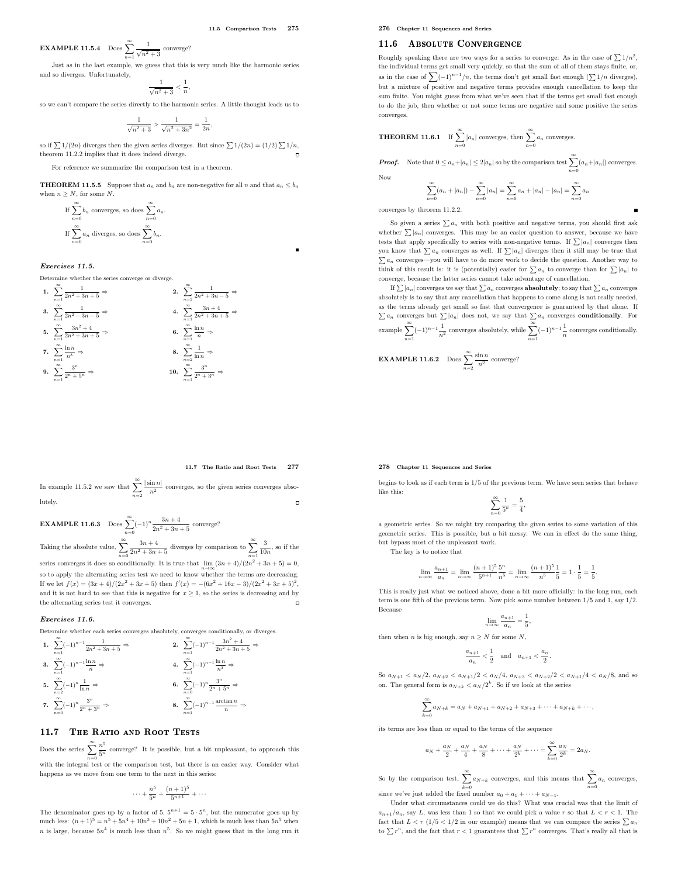**EXAMPLE 11.5.4** Does $\displaystyle\sum_{n=1}^{\infty} \frac{1}{\sqrt{n^2+3}}$ converge?

Just as in the last example, we guess that this is very much like the harmonic series and so diverges. Unfortunately,

$$\frac{1}{\sqrt{n^2+3}} < \frac{1}{n},$$

so we can't compare the series directly to the harmonic series. A little thought leads us to

$$\frac{1}{\sqrt{n^2+3}} > \frac{1}{\sqrt{n^2+3n^2}} = \frac{1}{2n},$$

so if $\sum 1/(2n)$ diverges then the given series diverges. But since $\sum 1/(2n) = (1/2)\sum 1/n$, theorem 11.2.2 implies that it does indeed diverge. □

For reference we summarize the comparison test in a theorem.

**THEOREM 11.5.5** Suppose that $a_n$ and $b_n$ are non-negative for all $n$ and that $a_n \le b_n$ when $n \ge N$, for some $N$.

If $\displaystyle\sum_{n=0}^{\infty} b_n$ converges, so does $\displaystyle\sum_{n=0}^{\infty} a_n$.

If $\displaystyle\sum_{n=0}^{\infty} a_n$ diverges, so does $\displaystyle\sum_{n=0}^{\infty} b_n$.

■

### *Exercises 11.5.*

Determine whether the series converge or diverge.

1. $\displaystyle\sum_{n=1}^{\infty} \frac{1}{2n^2+3n+5} \Rightarrow$

2. $\displaystyle\sum_{n=2}^{\infty} \frac{1}{2n^2+3n-5} \Rightarrow$

3. $\displaystyle\sum_{n=1}^{\infty} \frac{1}{2n^2-3n-5} \Rightarrow$

4. $\displaystyle\sum_{n=1}^{\infty} \frac{3n+4}{2n^2+3n+5} \Rightarrow$

5. $\displaystyle\sum_{n=1}^{\infty} \frac{3n^2+4}{2n^2+3n+5} \Rightarrow$

6. $\displaystyle\sum_{n=1}^{\infty} \frac{\ln n}{n} \Rightarrow$

7. $\displaystyle\sum_{n=1}^{\infty} \frac{\ln n}{n^3} \Rightarrow$

8. $\displaystyle\sum_{n=2}^{\infty} \frac{1}{\ln n} \Rightarrow$

9. $\displaystyle\sum_{n=1}^{\infty} \frac{3^n}{2^n+5^n} \Rightarrow$

10. $\displaystyle\sum_{n=1}^{\infty} \frac{3^n}{2^n+3^n} \Rightarrow$

## 11.6 Absolute Convergence

Roughly speaking there are two ways for a series to converge: As in the case of $\sum 1/n^2$, the individual terms get small very quickly, so that the sum of all of them stays finite, or, as in the case of $\sum(-1)^{n-1}/n$, the terms don't get small fast enough ($\sum 1/n$ diverges), but a mixture of positive and negative terms provides enough cancellation to keep the sum finite. You might guess from what we've seen that if the terms get small fast enough to do the job, then whether or not some terms are negative and some positive the series converges.

**THEOREM 11.6.1** If $\displaystyle\sum_{n=0}^{\infty} |a_n|$ converges, then $\displaystyle\sum_{n=0}^{\infty} a_n$ converges.

***Proof.*** Note that $0 \le a_n + |a_n| \le 2|a_n|$ so by the comparison test $\displaystyle\sum_{n=0}^{\infty}(a_n+|a_n|)$ converges. Now

$$\sum_{n=0}^{\infty}(a_n+|a_n|) - \sum_{n=0}^{\infty}|a_n| = \sum_{n=0}^{\infty} a_n + |a_n| - |a_n| = \sum_{n=0}^{\infty} a_n$$

converges by theorem 11.2.2. ■

So given a series $\sum a_n$ with both positive and negative terms, you should first ask whether $\sum |a_n|$ converges. This may be an easier question to answer, because we have tests that apply specifically to series with non-negative terms. If $\sum |a_n|$ converges then you know that $\sum a_n$ converges as well. If $\sum |a_n|$ diverges then it still may be true that $\sum a_n$ converges—you will have to do more work to decide the question. Another way to think of this result is: it is (potentially) easier for $\sum a_n$ to converge than for $\sum |a_n|$ to converge, because the latter series cannot take advantage of cancellation.

If $\sum |a_n|$ converges we say that $\sum a_n$ converges **absolutely**; to say that $\sum a_n$ converges absolutely is to say that any cancellation that happens to come along is not really needed, as the terms already get small so fast that convergence is guaranteed by that alone. If $\sum a_n$ converges but $\sum |a_n|$ does not, we say that $\sum a_n$ converges **conditionally**. For example $\displaystyle\sum_{n=1}^{\infty}(-1)^{n-1}\frac{1}{n^2}$ converges absolutely, while $\displaystyle\sum_{n=1}^{\infty}(-1)^{n-1}\frac{1}{n}$ converges conditionally.

**EXAMPLE 11.6.2** Does $\displaystyle\sum_{n=2}^{\infty} \frac{\sin n}{n^2}$ converge?

In example 11.5.2 we saw that $\displaystyle\sum_{n=2}^{\infty} \frac{|\sin n|}{n^2}$ converges, so the given series converges absolutely. □

**EXAMPLE 11.6.3** Does $\displaystyle\sum_{n=0}^{\infty}(-1)^n \frac{3n+4}{2n^2+3n+5}$ converge?

Taking the absolute value, $\displaystyle\sum_{n=0}^{\infty} \frac{3n+4}{2n^2+3n+5}$ diverges by comparison to $\displaystyle\sum_{n=1}^{\infty} \frac{3}{10n}$, so if the series converges it does so conditionally. It is true that $\lim_{n\to\infty}(3n+4)/(2n^2+3n+5) = 0$, so to apply the alternating series test we need to know whether the terms are decreasing. If we let $f(x) = (3x+4)/(2x^2+3x+5)$ then $f'(x) = -(6x^2+16x-3)/(2x^2+3x+5)^2$, and it is not hard to see that this is negative for $x \ge 1$, so the series is decreasing and by the alternating series test it converges. □

### *Exercises 11.6.*

Determine whether each series converges absolutely, converges conditionally, or diverges.

1. $\displaystyle\sum_{n=1}^{\infty}(-1)^{n-1}\frac{1}{2n^2+3n+5} \Rightarrow$

2. $\displaystyle\sum_{n=1}^{\infty}(-1)^{n-1}\frac{3n^2+4}{2n^2+3n+5} \Rightarrow$

3. $\displaystyle\sum_{n=1}^{\infty}(-1)^{n-1}\frac{\ln n}{n} \Rightarrow$

4. $\displaystyle\sum_{n=1}^{\infty}(-1)^{n-1}\frac{\ln n}{n^3} \Rightarrow$

5. $\displaystyle\sum_{n=2}^{\infty}(-1)^{n}\frac{1}{\ln n} \Rightarrow$

6. $\displaystyle\sum_{n=0}^{\infty}(-1)^{n}\frac{3^n}{2^n+5^n} \Rightarrow$

7. $\displaystyle\sum_{n=0}^{\infty}(-1)^{n}\frac{3^n}{2^n+3^n} \Rightarrow$

8. $\displaystyle\sum_{n=1}^{\infty}(-1)^{n-1}\frac{\arctan n}{n} \Rightarrow$

## 11.7 The Ratio and Root Tests

Does the series $\displaystyle\sum_{n=0}^{\infty} \frac{n^5}{5^n}$ converge? It is possible, but a bit unpleasant, to approach this with the integral test or the comparison test, but there is an easier way. Consider what happens as we move from one term to the next in this series:

$$\cdots + \frac{n^5}{5^n} + \frac{(n+1)^5}{5^{n+1}} + \cdots$$

The denominator goes up by a factor of 5, $5^{n+1} = 5\cdot 5^n$, but the numerator goes up by much less: $(n+1)^5 = n^5 + 5n^4 + 10n^3 + 10n^2 + 5n + 1$, which is much less than $5n^5$ when $n$ is large, because $5n^4$ is much less than $n^5$. So we might guess that in the long run it begins to look as if each term is 1/5 of the previous term. We have seen series that behave like this:

$$\sum_{n=0}^{\infty} \frac{1}{5^n} = \frac{5}{4},$$

a geometric series. So we might try comparing the given series to some variation of this geometric series. This is possible, but a bit messy. We can in effect do the same thing, but bypass most of the unpleasant work.

The key is to notice that

$$\lim_{n\to\infty} \frac{a_{n+1}}{a_n} = \lim_{n\to\infty} \frac{(n+1)^5}{5^{n+1}}\frac{5^n}{n^5} = \lim_{n\to\infty} \frac{(n+1)^5}{n^5}\frac{1}{5} = 1\cdot\frac{1}{5} = \frac{1}{5}.$$

This is really just what we noticed above, done a bit more officially: in the long run, each term is one fifth of the previous term. Now pick some number between 1/5 and 1, say 1/2. Because

$$\lim_{n\to\infty} \frac{a_{n+1}}{a_n} = \frac{1}{5},$$

then when $n$ is big enough, say $n \ge N$ for some $N$,

$$\frac{a_{n+1}}{a_n} < \frac{1}{2} \quad \text{and} \quad a_{n+1} < \frac{a_n}{2}.$$

So $a_{N+1} < a_N/2$, $a_{N+2} < a_{N+1}/2 < a_N/4$, $a_{N+3} < a_{N+2}/2 < a_{N+1}/4 < a_N/8$, and so on. The general form is $a_{N+k} < a_N/2^k$. So if we look at the series

$$\sum_{k=0}^{\infty} a_{N+k} = a_N + a_{N+1} + a_{N+2} + a_{N+3} + \cdots + a_{N+k} + \cdots,$$

its terms are less than or equal to the terms of the sequence

$$a_N + \frac{a_N}{2} + \frac{a_N}{4} + \frac{a_N}{8} + \cdots + \frac{a_N}{2^k} + \cdots = \sum_{k=0}^{\infty} \frac{a_N}{2^k} = 2a_N.$$

So by the comparison test, $\displaystyle\sum_{k=0}^{\infty} a_{N+k}$ converges, and this means that $\displaystyle\sum_{n=0}^{\infty} a_n$ converges, since we've just added the fixed number $a_0 + a_1 + \cdots + a_{N-1}$.

Under what circumstances could we do this? What was crucial was that the limit of $a_{n+1}/a_n$, say $L$, was less than 1 so that we could pick a value $r$ so that $L < r < 1$. The fact that $L < r$ ($1/5 < 1/2$ in our example) means that we can compare the series $\sum a_n$ to $\sum r^n$, and the fact that $r < 1$ guarantees that $\sum r^n$ converges. That's really all that is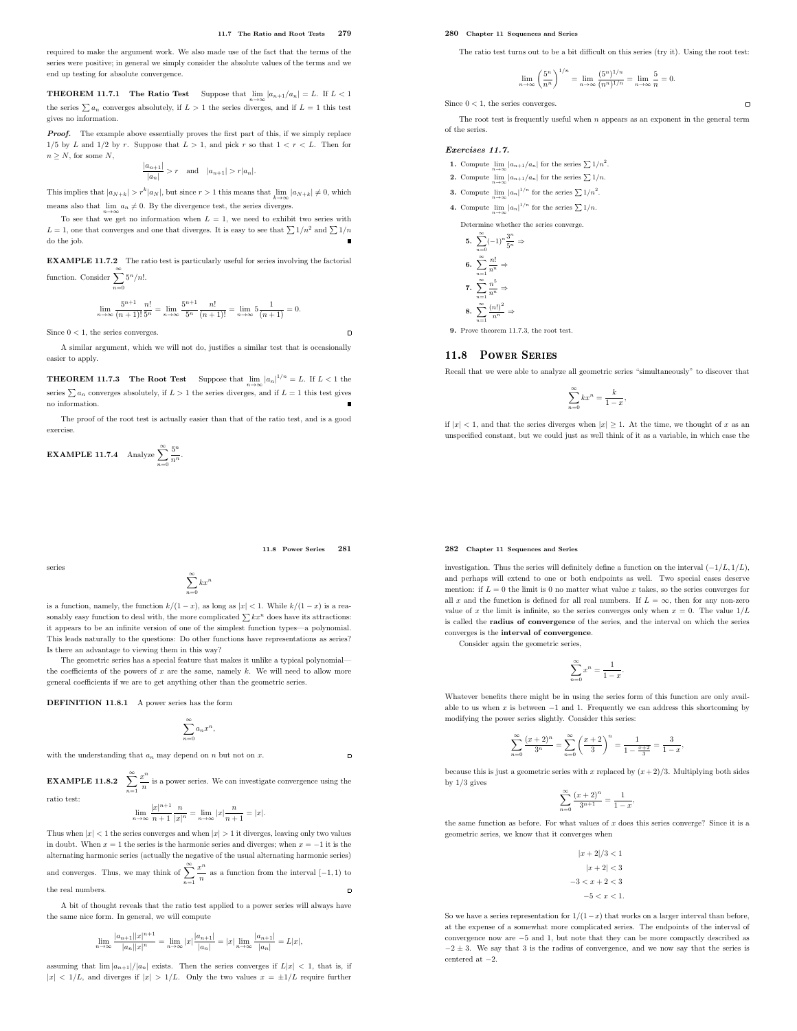required to make the argument work. We also made use of the fact that the terms of the series were positive; in general we simply consider the absolute values of the terms and we end up testing for absolute convergence.

**THEOREM 11.7.1 The Ratio Test** Suppose that $\lim_{n\to\infty} |a_{n+1}/a_n| = L$. If $L < 1$ the series $\sum a_n$ converges absolutely, if $L > 1$ the series diverges, and if $L = 1$ this test gives no information.

***Proof.*** The example above essentially proves the first part of this, if we simply replace $1/5$ by $L$ and $1/2$ by $r$. Suppose that $L > 1$, and pick $r$ so that $1 < r < L$. Then for $n \ge N$, for some $N$,

$$\frac{|a_{n+1}|}{|a_n|} > r \quad \text{and} \quad |a_{n+1}| > r|a_n|.$$

This implies that $|a_{N+k}| > r^k |a_N|$, but since $r > 1$ this means that $\lim_{k\to\infty} |a_{N+k}| \ne 0$, which means also that $\lim_{n\to\infty} a_n \ne 0$. By the divergence test, the series diverges.

To see that we get no information when $L = 1$, we need to exhibit two series with $L = 1$, one that converges and one that diverges. It is easy to see that $\sum 1/n^2$ and $\sum 1/n$ do the job. ∎

**EXAMPLE 11.7.2** The ratio test is particularly useful for series involving the factorial function. Consider $\sum_{n=0}^{\infty} 5^n/n!$.

$$\lim_{n\to\infty} \frac{5^{n+1}}{(n+1)!}\frac{n!}{5^n} = \lim_{n\to\infty} \frac{5^{n+1}}{5^n}\frac{n!}{(n+1)!} = \lim_{n\to\infty} 5\frac{1}{(n+1)} = 0.$$

Since $0 < 1$, the series converges. □

A similar argument, which we will not do, justifies a similar test that is occasionally easier to apply.

**THEOREM 11.7.3 The Root Test** Suppose that $\lim_{n\to\infty} |a_n|^{1/n} = L$. If $L < 1$ the series $\sum a_n$ converges absolutely, if $L > 1$ the series diverges, and if $L = 1$ this test gives no information. ∎

The proof of the root test is actually easier than that of the ratio test, and is a good exercise.

**EXAMPLE 11.7.4** Analyze $\sum_{n=0}^{\infty} \frac{5^n}{n^n}$.

The ratio test turns out to be a bit difficult on this series (try it). Using the root test:

$$\lim_{n\to\infty} \left(\frac{5^n}{n^n}\right)^{1/n} = \lim_{n\to\infty} \frac{(5^n)^{1/n}}{(n^n)^{1/n}} = \lim_{n\to\infty} \frac{5}{n} = 0.$$

Since $0 < 1$, the series converges. □

The root test is frequently useful when $n$ appears as an exponent in the general term of the series.

***Exercises 11.7.***

**1.** Compute $\lim_{n\to\infty} |a_{n+1}/a_n|$ for the series $\sum 1/n^2$.

**2.** Compute $\lim_{n\to\infty} |a_{n+1}/a_n|$ for the series $\sum 1/n$.

**3.** Compute $\lim_{n\to\infty} |a_n|^{1/n}$ for the series $\sum 1/n^2$.

**4.** Compute $\lim_{n\to\infty} |a_n|^{1/n}$ for the series $\sum 1/n$.

Determine whether the series converge.

**5.** $\sum_{n=0}^{\infty} (-1)^n \frac{3^n}{5^n}$ ⇒

**6.** $\sum_{n=1}^{\infty} \frac{n!}{n^n}$ ⇒

**7.** $\sum_{n=1}^{\infty} \frac{n^5}{n^n}$ ⇒

**8.** $\sum_{n=1}^{\infty} \frac{(n!)^2}{n^n}$ ⇒

**9.** Prove theorem 11.7.3, the root test.

## 11.8 Power Series

Recall that we were able to analyze all geometric series "simultaneously" to discover that

$$\sum_{n=0}^{\infty} kx^n = \frac{k}{1-x},$$

if $|x| < 1$, and that the series diverges when $|x| \ge 1$. At the time, we thought of $x$ as an unspecified constant, but we could just as well think of it as a variable, in which case the series

$$\sum_{n=0}^{\infty} kx^n$$

is a function, namely, the function $k/(1-x)$, as long as $|x| < 1$. While $k/(1-x)$ is a reasonably easy function to deal with, the more complicated $\sum kx^n$ does have its attractions: it appears to be an infinite version of one of the simplest function types—a polynomial. This leads naturally to the questions: Do other functions have representations as series? Is there an advantage to viewing them in this way?

The geometric series has a special feature that makes it unlike a typical polynomial—the coefficients of the powers of $x$ are the same, namely $k$. We will need to allow more general coefficients if we are to get anything other than the geometric series.

**DEFINITION 11.8.1** A power series has the form

$$\sum_{n=0}^{\infty} a_n x^n,$$

with the understanding that $a_n$ may depend on $n$ but not on $x$. □

**EXAMPLE 11.8.2** $\sum_{n=1}^{\infty} \frac{x^n}{n}$ is a power series. We can investigate convergence using the ratio test:

$$\lim_{n\to\infty} \frac{|x|^{n+1}}{n+1}\frac{n}{|x|^n} = \lim_{n\to\infty} |x|\frac{n}{n+1} = |x|.$$

Thus when $|x| < 1$ the series converges and when $|x| > 1$ it diverges, leaving only two values in doubt. When $x = 1$ the series is the harmonic series and diverges; when $x = -1$ it is the alternating harmonic series (actually the negative of the usual alternating harmonic series) and converges. Thus, we may think of $\sum_{n=1}^{\infty} \frac{x^n}{n}$ as a function from the interval $[-1, 1)$ to the real numbers. □

A bit of thought reveals that the ratio test applied to a power series will always have the same nice form. In general, we will compute

$$\lim_{n\to\infty} \frac{|a_{n+1}||x|^{n+1}}{|a_n||x|^n} = \lim_{n\to\infty} |x|\frac{|a_{n+1}|}{|a_n|} = |x| \lim_{n\to\infty} \frac{|a_{n+1}|}{|a_n|} = L|x|,$$

assuming that $\lim |a_{n+1}|/|a_n|$ exists. Then the series converges if $L|x| < 1$, that is, if $|x| < 1/L$, and diverges if $|x| > 1/L$. Only the two values $x = \pm 1/L$ require further investigation. Thus the series will definitely define a function on the interval $(-1/L, 1/L)$, and perhaps will extend to one or both endpoints as well. Two special cases deserve mention: if $L = 0$ the limit is 0 no matter what value $x$ takes, so the series converges for all $x$ and the function is defined for all real numbers. If $L = \infty$, then for any non-zero value of $x$ the limit is infinite, so the series converges only when $x = 0$. The value $1/L$ is called the **radius of convergence** of the series, and the interval on which the series converges is the **interval of convergence**.

Consider again the geometric series,

$$\sum_{n=0}^{\infty} x^n = \frac{1}{1-x}.$$

Whatever benefits there might be in using the series form of this function are only available to us when $x$ is between $-1$ and 1. Frequently we can address this shortcoming by modifying the power series slightly. Consider this series:

$$\sum_{n=0}^{\infty} \frac{(x+2)^n}{3^n} = \sum_{n=0}^{\infty} \left(\frac{x+2}{3}\right)^n = \frac{1}{1-\frac{x+2}{3}} = \frac{3}{1-x},$$

because this is just a geometric series with $x$ replaced by $(x+2)/3$. Multiplying both sides by $1/3$ gives

$$\sum_{n=0}^{\infty} \frac{(x+2)^n}{3^{n+1}} = \frac{1}{1-x},$$

the same function as before. For what values of $x$ does this series converge? Since it is a geometric series, we know that it converges when

$$\begin{aligned} |x+2|/3 &< 1 \\ |x+2| &< 3 \\ -3 < x+2 &< 3 \\ -5 < x &< 1. \end{aligned}$$

So we have a series representation for $1/(1-x)$ that works on a larger interval than before, at the expense of a somewhat more complicated series. The endpoints of the interval of convergence now are $-5$ and 1, but note that they can be more compactly described as $-2 \pm 3$. We say that 3 is the radius of convergence, and we now say that the series is centered at $-2$.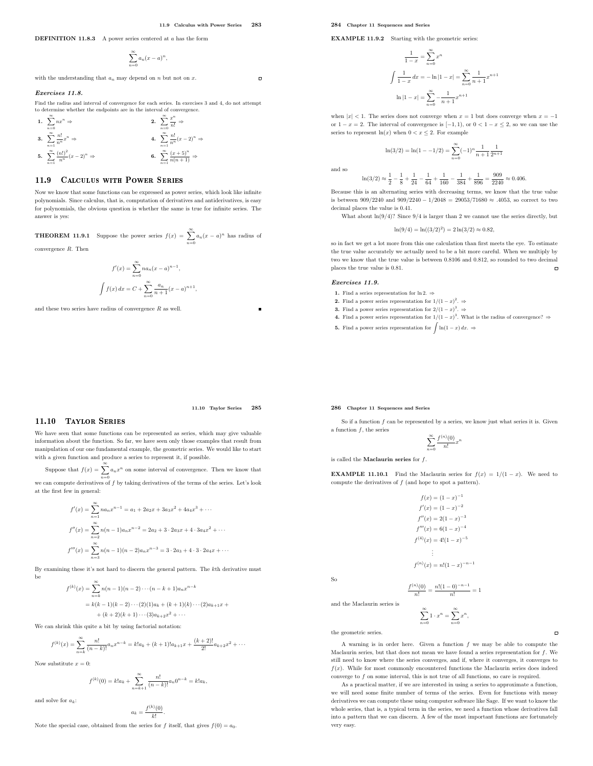**DEFINITION 11.8.3** A power series centered at $a$ has the form

$$\sum_{n=0}^{\infty} a_n(x-a)^n,$$

with the understanding that $a_n$ may depend on $n$ but not on $x$.

### *Exercises 11.8.*

Find the radius and interval of convergence for each series. In exercises 3 and 4, do not attempt to determine whether the endpoints are in the interval of convergence.

**1.** $\sum_{n=0}^{\infty} nx^n \Rightarrow$

**2.** $\sum_{n=0}^{\infty} \frac{x^n}{n!} \Rightarrow$

**3.** $\sum_{n=1}^{\infty} \frac{n!}{n^n}x^n \Rightarrow$

**4.** $\sum_{n=1}^{\infty} \frac{n!}{n^n}(x-2)^n \Rightarrow$

**5.** $\sum_{n=1}^{\infty} \frac{(n!)^2}{n^n}(x-2)^n \Rightarrow$

**6.** $\sum_{n=1}^{\infty} \frac{(x+5)^n}{n(n+1)} \Rightarrow$

## 11.9 Calculus with Power Series

Now we know that some functions can be expressed as power series, which look like infinite polynomials. Since calculus, that is, computation of derivatives and antiderivatives, is easy for polynomials, the obvious question is whether the same is true for infinite series. The answer is yes:

**THEOREM 11.9.1** Suppose the power series $f(x) = \sum_{n=0}^{\infty} a_n(x-a)^n$ has radius of convergence $R$. Then

$$f'(x) = \sum_{n=0}^{\infty} na_n(x-a)^{n-1},$$

$$\int f(x)\,dx = C + \sum_{n=0}^{\infty} \frac{a_n}{n+1}(x-a)^{n+1},$$

and these two series have radius of convergence $R$ as well.

**EXAMPLE 11.9.2** Starting with the geometric series:

$$\frac{1}{1-x} = \sum_{n=0}^{\infty} x^n$$

$$\int \frac{1}{1-x}\,dx = -\ln|1-x| = \sum_{n=0}^{\infty} \frac{1}{n+1}x^{n+1}$$

$$\ln|1-x| = \sum_{n=0}^{\infty} -\frac{1}{n+1}x^{n+1}$$

when $|x| < 1$. The series does not converge when $x = 1$ but does converge when $x = -1$ or $1 - x = 2$. The interval of convergence is $[-1, 1)$, or $0 < 1 - x \le 2$, so we can use the series to represent $\ln(x)$ when $0 < x \le 2$. For example

$$\ln(3/2) = \ln(1 - -1/2) = \sum_{n=0}^{\infty} (-1)^n \frac{1}{n+1}\frac{1}{2^{n+1}}$$

and so

$$\ln(3/2) \approx \frac{1}{2} - \frac{1}{8} + \frac{1}{24} - \frac{1}{64} + \frac{1}{160} - \frac{1}{384} + \frac{1}{896} = \frac{909}{2240} \approx 0.406.$$

Because this is an alternating series with decreasing terms, we know that the true value is between $909/2240$ and $909/2240 - 1/2048 = 29053/71680 \approx .4053$, so correct to two decimal places the value is 0.41.

What about $\ln(9/4)$? Since $9/4$ is larger than 2 we cannot use the series directly, but

$$\ln(9/4) = \ln((3/2)^2) = 2\ln(3/2) \approx 0.82,$$

so in fact we get a lot more from this one calculation than first meets the eye. To estimate the true value accurately we actually need to be a bit more careful. When we multiply by two we know that the true value is between 0.8106 and 0.812, so rounded to two decimal places the true value is 0.81.

### *Exercises 11.9.*

**1.** Find a series representation for $\ln 2$. ⇒

**2.** Find a power series representation for $1/(1-x)^2$. ⇒

**3.** Find a power series representation for $2/(1-x)^3$. ⇒

**4.** Find a power series representation for $1/(1-x)^3$. What is the radius of convergence? ⇒

**5.** Find a power series representation for $\int \ln(1-x)\,dx$. ⇒

## 11.10 Taylor Series

We have seen that some functions can be represented as series, which may give valuable information about the function. So far, we have seen only those examples that result from manipulation of our one fundamental example, the geometric series. We would like to start with a given function and produce a series to represent it, if possible.

Suppose that $f(x) = \sum_{n=0}^{\infty} a_n x^n$ on some interval of convergence. Then we know that we can compute derivatives of $f$ by taking derivatives of the terms of the series. Let's look at the first few in general:

$$f'(x) = \sum_{n=1}^{\infty} na_n x^{n-1} = a_1 + 2a_2 x + 3a_3 x^2 + 4a_4 x^3 + \cdots$$

$$f''(x) = \sum_{n=2}^{\infty} n(n-1)a_n x^{n-2} = 2a_2 + 3\cdot 2a_3 x + 4\cdot 3a_4 x^2 + \cdots$$

$$f'''(x) = \sum_{n=3}^{\infty} n(n-1)(n-2)a_n x^{n-3} = 3\cdot 2a_3 + 4\cdot 3\cdot 2a_4 x + \cdots$$

By examining these it's not hard to discern the general pattern. The $k$th derivative must be

$$\begin{aligned} f^{(k)}(x) &= \sum_{n=k}^{\infty} n(n-1)(n-2)\cdots(n-k+1)a_n x^{n-k} \\ &= k(k-1)(k-2)\cdots(2)(1)a_k + (k+1)(k)\cdots(2)a_{k+1}x + \\ &\quad + (k+2)(k+1)\cdots(3)a_{k+2}x^2 + \cdots \end{aligned}$$

We can shrink this quite a bit by using factorial notation:

$$f^{(k)}(x) = \sum_{n=k}^{\infty} \frac{n!}{(n-k)!}a_n x^{n-k} = k!a_k + (k+1)!a_{k+1}x + \frac{(k+2)!}{2!}a_{k+2}x^2 + \cdots$$

Now substitute $x = 0$:

$$f^{(k)}(0) = k!a_k + \sum_{n=k+1}^{\infty} \frac{n!}{(n-k)!}a_n 0^{n-k} = k!a_k,$$

and solve for $a_k$:

$$a_k = \frac{f^{(k)}(0)}{k!}.$$

Note the special case, obtained from the series for $f$ itself, that gives $f(0) = a_0$.

So if a function $f$ can be represented by a series, we know just what series it is. Given a function $f$, the series

$$\sum_{n=0}^{\infty} \frac{f^{(n)}(0)}{n!}x^n$$

is called the **Maclaurin series** for $f$.

**EXAMPLE 11.10.1** Find the Maclaurin series for $f(x) = 1/(1-x)$. We need to compute the derivatives of $f$ (and hope to spot a pattern).

$$\begin{aligned} f(x) &= (1-x)^{-1} \\ f'(x) &= (1-x)^{-2} \\ f''(x) &= 2(1-x)^{-3} \\ f'''(x) &= 6(1-x)^{-4} \\ f^{(4)}(x) &= 4!(1-x)^{-5} \\ &\vdots \\ f^{(n)}(x) &= n!(1-x)^{-n-1} \end{aligned}$$

So

$$\frac{f^{(n)}(0)}{n!} = \frac{n!(1-0)^{-n-1}}{n!} = 1$$

and the Maclaurin series is

$$\sum_{n=0}^{\infty} 1\cdot x^n = \sum_{n=0}^{\infty} x^n,$$

the geometric series.

A warning is in order here. Given a function $f$ we may be able to compute the Maclaurin series, but that does not mean we have found a series representation for $f$. We still need to know where the series converges, and if, where it converges, it converges to $f(x)$. While for most commonly encountered functions the Maclaurin series does indeed converge to $f$ on some interval, this is not true of all functions, so care is required.

As a practical matter, if we are interested in using a series to approximate a function, we will need some finite number of terms of the series. Even for functions with messy derivatives we can compute these using computer software like Sage. If we want to know the whole series, that is, a typical term in the series, we need a function whose derivatives fall into a pattern that we can discern. A few of the most important functions are fortunately very easy.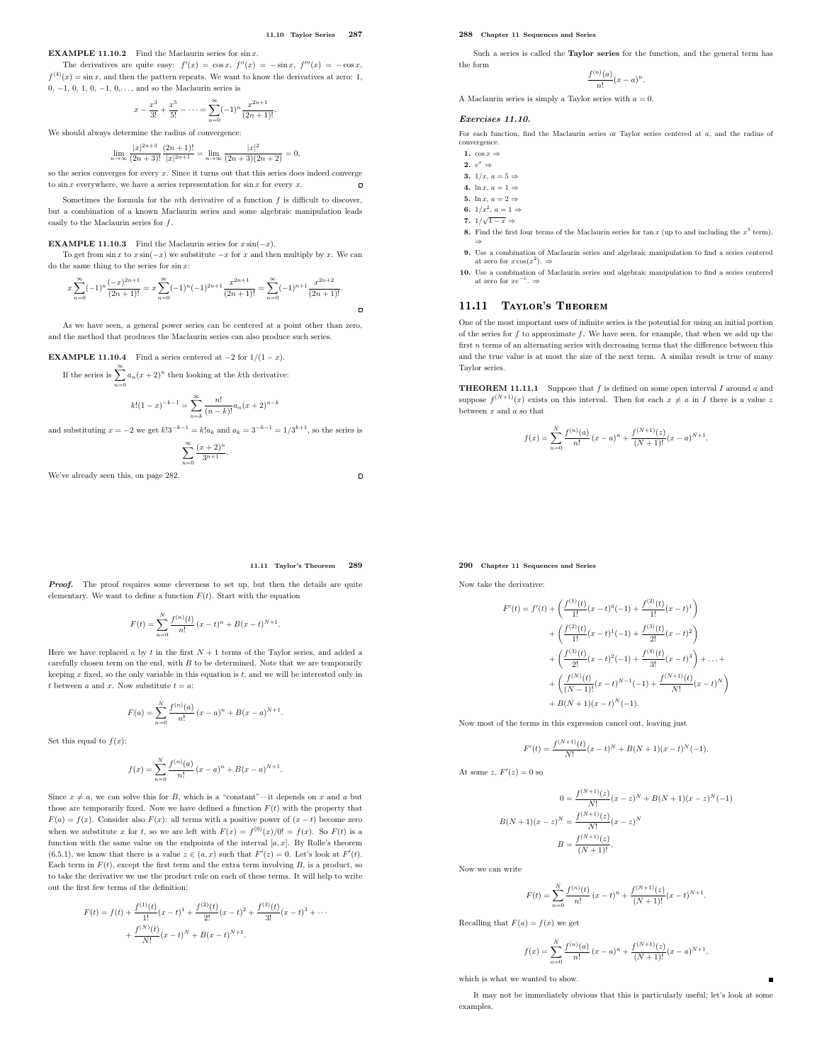**EXAMPLE 11.10.2** Find the Maclaurin series for $\sin x$.

The derivatives are quite easy: $f'(x) = \cos x$, $f''(x) = -\sin x$, $f'''(x) = -\cos x$, $f^{(4)}(x) = \sin x$, and then the pattern repeats. We want to know the derivatives at zero: 1, 0, −1, 0, 1, 0, −1, 0,..., and so the Maclaurin series is

$$x - \frac{x^3}{3!} + \frac{x^5}{5!} - \cdots = \sum_{n=0}^{\infty} (-1)^n \frac{x^{2n+1}}{(2n+1)!}.$$

We should always determine the radius of convergence:

$$\lim_{n\to\infty} \frac{|x|^{2n+3}}{(2n+3)!} \frac{(2n+1)!}{|x|^{2n+1}} = \lim_{n\to\infty} \frac{|x|^2}{(2n+3)(2n+2)} = 0,$$

so the series converges for every $x$. Since it turns out that this series does indeed converge to $\sin x$ everywhere, we have a series representation for $\sin x$ for every $x$. □

Sometimes the formula for the $n$th derivative of a function $f$ is difficult to discover, but a combination of a known Maclaurin series and some algebraic manipulation leads easily to the Maclaurin series for $f$.

**EXAMPLE 11.10.3** Find the Maclaurin series for $x\sin(-x)$.

To get from $\sin x$ to $x\sin(-x)$ we substitute $-x$ for $x$ and then multiply by $x$. We can do the same thing to the series for $\sin x$:

$$x\sum_{n=0}^{\infty}(-1)^n \frac{(-x)^{2n+1}}{(2n+1)!} = x\sum_{n=0}^{\infty}(-1)^n(-1)^{2n+1}\frac{x^{2n+1}}{(2n+1)!} = \sum_{n=0}^{\infty}(-1)^{n+1}\frac{x^{2n+2}}{(2n+1)!}.$$

□

As we have seen, a general power series can be centered at a point other than zero, and the method that produces the Maclaurin series can also produce such series.

**EXAMPLE 11.10.4** Find a series centered at −2 for $1/(1-x)$.

If the series is $\sum_{n=0}^{\infty} a_n(x+2)^n$ then looking at the $k$th derivative:

$$k!(1-x)^{-k-1} = \sum_{n=k}^{\infty} \frac{n!}{(n-k)!} a_n (x+2)^{n-k}$$

and substituting $x = -2$ we get $k!3^{-k-1} = k!a_k$ and $a_k = 3^{-k-1} = 1/3^{k+1}$, so the series is

$$\sum_{n=0}^{\infty} \frac{(x+2)^n}{3^{n+1}}.$$

We've already seen this, on page 282. □

Such a series is called the **Taylor series** for the function, and the general term has the form

$$\frac{f^{(n)}(a)}{n!}(x-a)^n.$$

A Maclaurin series is simply a Taylor series with $a = 0$.

***Exercises 11.10.***

For each function, find the Maclaurin series or Taylor series centered at $a$, and the radius of convergence.

1. $\cos x$ ⇒
2. $e^x$ ⇒
3. $1/x$, $a = 5$ ⇒
4. $\ln x$, $a = 1$ ⇒
5. $\ln x$, $a = 2$ ⇒
6. $1/x^2$, $a = 1$ ⇒
7. $1/\sqrt{1-x}$ ⇒
8. Find the first four terms of the Maclaurin series for $\tan x$ (up to and including the $x^3$ term). ⇒
9. Use a combination of Maclaurin series and algebraic manipulation to find a series centered at zero for $x\cos(x^2)$. ⇒
10. Use a combination of Maclaurin series and algebraic manipulation to find a series centered at zero for $xe^{-x}$. ⇒

## 11.11 Taylor's Theorem

One of the most important uses of infinite series is the potential for using an initial portion of the series for $f$ to approximate $f$. We have seen, for example, that when we add up the first $n$ terms of an alternating series with decreasing terms that the difference between this and the true value is at most the size of the next term. A similar result is true of many Taylor series.

**THEOREM 11.11.1** Suppose that $f$ is defined on some open interval $I$ around $a$ and suppose $f^{(N+1)}(x)$ exists on this interval. Then for each $x \neq a$ in $I$ there is a value $z$ between $x$ and $a$ so that

$$f(x) = \sum_{n=0}^{N} \frac{f^{(n)}(a)}{n!}(x-a)^n + \frac{f^{(N+1)}(z)}{(N+1)!}(x-a)^{N+1}.$$

***Proof.*** The proof requires some cleverness to set up, but then the details are quite elementary. We want to define a function $F(t)$. Start with the equation

$$F(t) = \sum_{n=0}^{N} \frac{f^{(n)}(t)}{n!}(x-t)^n + B(x-t)^{N+1}.$$

Here we have replaced $a$ by $t$ in the first $N+1$ terms of the Taylor series, and added a carefully chosen term on the end, with $B$ to be determined. Note that we are temporarily keeping $x$ fixed, so the only variable in this equation is $t$, and we will be interested only in $t$ between $a$ and $x$. Now substitute $t = a$:

$$F(a) = \sum_{n=0}^{N} \frac{f^{(n)}(a)}{n!}(x-a)^n + B(x-a)^{N+1}.$$

Set this equal to $f(x)$:

$$f(x) = \sum_{n=0}^{N} \frac{f^{(n)}(a)}{n!}(x-a)^n + B(x-a)^{N+1}.$$

Since $x \neq a$, we can solve this for $B$, which is a "constant"—it depends on $x$ and $a$ but those are temporarily fixed. Now we have defined a function $F(t)$ with the property that $F(a) = f(x)$. Consider also $F(x)$: all terms with a positive power of $(x-t)$ become zero when we substitute $x$ for $t$, so we are left with $F(x) = f^{(0)}(x)/0! = f(x)$. So $F(t)$ is a function with the same value on the endpoints of the interval $[a,x]$. By Rolle's theorem (6.5.1), we know that there is a value $z \in (a,x)$ such that $F'(z) = 0$. Let's look at $F'(t)$. Each term in $F(t)$, except the first term and the extra term involving $B$, is a product, so to take the derivative we use the product rule on each of these terms. It will help to write out the first few terms of the definition:

$$F(t) = f(t) + \frac{f^{(1)}(t)}{1!}(x-t)^1 + \frac{f^{(2)}(t)}{2!}(x-t)^2 + \frac{f^{(3)}(t)}{3!}(x-t)^3 + \cdots$$
$$+ \frac{f^{(N)}(t)}{N!}(x-t)^N + B(x-t)^{N+1}.$$

Now take the derivative:

$$\begin{aligned}
F'(t) = f'(t) &+ \left(\frac{f^{(1)}(t)}{1!}(x-t)^0(-1) + \frac{f^{(2)}(t)}{1!}(x-t)^1\right) \\
&+ \left(\frac{f^{(2)}(t)}{1!}(x-t)^1(-1) + \frac{f^{(3)}(t)}{2!}(x-t)^2\right) \\
&+ \left(\frac{f^{(3)}(t)}{2!}(x-t)^2(-1) + \frac{f^{(4)}(t)}{3!}(x-t)^3\right) + \ldots + \\
&+ \left(\frac{f^{(N)}(t)}{(N-1)!}(x-t)^{N-1}(-1) + \frac{f^{(N+1)}(t)}{N!}(x-t)^N\right) \\
&+ B(N+1)(x-t)^N(-1).
\end{aligned}$$

Now most of the terms in this expression cancel out, leaving just

$$F'(t) = \frac{f^{(N+1)}(t)}{N!}(x-t)^N + B(N+1)(x-t)^N(-1).$$

At some $z$, $F'(z) = 0$ so

$$\begin{aligned}
0 &= \frac{f^{(N+1)}(z)}{N!}(x-z)^N + B(N+1)(x-z)^N(-1) \\
B(N+1)(x-z)^N &= \frac{f^{(N+1)}(z)}{N!}(x-z)^N \\
B &= \frac{f^{(N+1)}(z)}{(N+1)!}.
\end{aligned}$$

Now we can write

$$F(t) = \sum_{n=0}^{N} \frac{f^{(n)}(t)}{n!}(x-t)^n + \frac{f^{(N+1)}(z)}{(N+1)!}(x-t)^{N+1}.$$

Recalling that $F(a) = f(x)$ we get

$$f(x) = \sum_{n=0}^{N} \frac{f^{(n)}(a)}{n!}(x-a)^n + \frac{f^{(N+1)}(z)}{(N+1)!}(x-a)^{N+1},$$

which is what we wanted to show. ■

It may not be immediately obvious that this is particularly useful; let's look at some examples.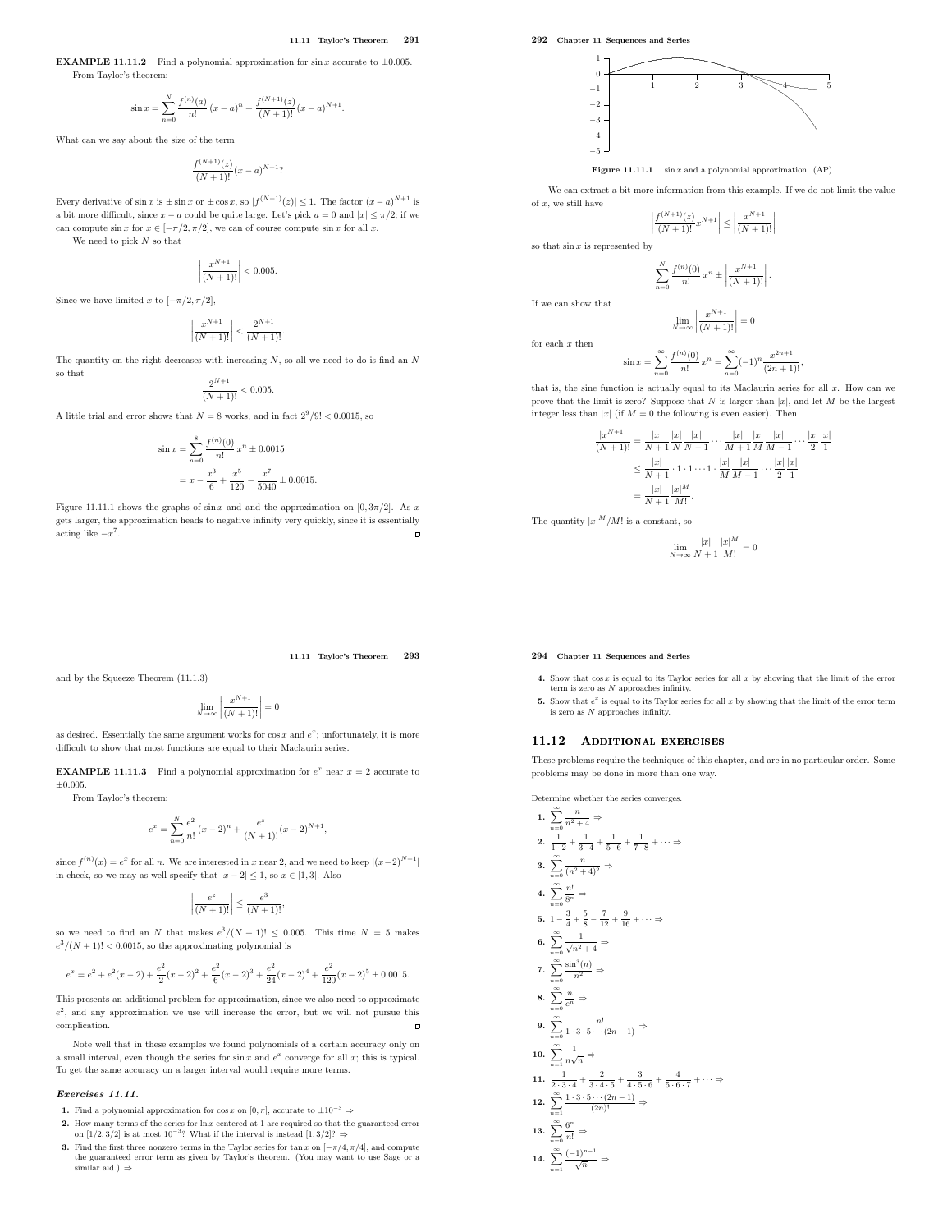**EXAMPLE 11.11.2** Find a polynomial approximation for $\sin x$ accurate to $\pm 0.005$.

From Taylor's theorem:

$$\sin x = \sum_{n=0}^{N} \frac{f^{(n)}(a)}{n!}(x-a)^n + \frac{f^{(N+1)}(z)}{(N+1)!}(x-a)^{N+1}.$$

What can we say about the size of the term

$$\frac{f^{(N+1)}(z)}{(N+1)!}(x-a)^{N+1}?$$

Every derivative of $\sin x$ is $\pm\sin x$ or $\pm\cos x$, so $|f^{(N+1)}(z)| \le 1$. The factor $(x-a)^{N+1}$ is a bit more difficult, since $x-a$ could be quite large. Let's pick $a=0$ and $|x| \le \pi/2$; if we can compute $\sin x$ for $x \in [-\pi/2, \pi/2]$, we can of course compute $\sin x$ for all $x$.

We need to pick $N$ so that

$$\left|\frac{x^{N+1}}{(N+1)!}\right| < 0.005.$$

Since we have limited $x$ to $[-\pi/2, \pi/2]$,

$$\left|\frac{x^{N+1}}{(N+1)!}\right| < \frac{2^{N+1}}{(N+1)!}.$$

The quantity on the right decreases with increasing $N$, so all we need to do is find an $N$ so that

$$\frac{2^{N+1}}{(N+1)!} < 0.005.$$

A little trial and error shows that $N=8$ works, and in fact $2^9/9! < 0.0015$, so

$$\begin{aligned}\sin x &= \sum_{n=0}^{8} \frac{f^{(n)}(0)}{n!}x^n \pm 0.0015 \\ &= x - \frac{x^3}{6} + \frac{x^5}{120} - \frac{x^7}{5040} \pm 0.0015.\end{aligned}$$

Figure 11.11.1 shows the graphs of $\sin x$ and and the approximation on $[0, 3\pi/2]$. As $x$ gets larger, the approximation heads to negative infinity very quickly, since it is essentially acting like $-x^7$. □

Figure 11.11.1 $\sin x$ and a polynomial approximation. (AP)

We can extract a bit more information from this example. If we do not limit the value of $x$, we still have

$$\left|\frac{f^{(N+1)}(z)}{(N+1)!}x^{N+1}\right| \le \left|\frac{x^{N+1}}{(N+1)!}\right|$$

so that $\sin x$ is represented by

$$\sum_{n=0}^{N} \frac{f^{(n)}(0)}{n!}x^n \pm \left|\frac{x^{N+1}}{(N+1)!}\right|.$$

If we can show that

$$\lim_{N\to\infty}\left|\frac{x^{N+1}}{(N+1)!}\right| = 0$$

for each $x$ then

$$\sin x = \sum_{n=0}^{\infty} \frac{f^{(n)}(0)}{n!}x^n = \sum_{n=0}^{\infty}(-1)^n\frac{x^{2n+1}}{(2n+1)!},$$

that is, the sine function is actually equal to its Maclaurin series for all $x$. How can we prove that the limit is zero? Suppose that $N$ is larger than $|x|$, and let $M$ be the largest integer less than $|x|$ (if $M=0$ the following is even easier). Then

$$\begin{aligned}\frac{|x^{N+1}|}{(N+1)!} &= \frac{|x|}{N+1}\frac{|x|}{N}\frac{|x|}{N-1}\cdots\frac{|x|}{M+1}\frac{|x|}{M}\frac{|x|}{M-1}\cdots\frac{|x|}{2}\frac{|x|}{1} \\ &\le \frac{|x|}{N+1}\cdot 1\cdot 1\cdots 1\cdot\frac{|x|}{M}\frac{|x|}{M-1}\cdots\frac{|x|}{2}\frac{|x|}{1} \\ &= \frac{|x|}{N+1}\frac{|x|^M}{M!}.\end{aligned}$$

The quantity $|x|^M/M!$ is a constant, so

$$\lim_{N\to\infty}\frac{|x|}{N+1}\frac{|x|^M}{M!} = 0$$

and by the Squeeze Theorem (11.1.3)

$$\lim_{N\to\infty}\left|\frac{x^{N+1}}{(N+1)!}\right| = 0$$

as desired. Essentially the same argument works for $\cos x$ and $e^x$; unfortunately, it is more difficult to show that most functions are equal to their Maclaurin series.

**EXAMPLE 11.11.3** Find a polynomial approximation for $e^x$ near $x=2$ accurate to $\pm 0.005$.

From Taylor's theorem:

$$e^x = \sum_{n=0}^{N}\frac{e^2}{n!}(x-2)^n + \frac{e^z}{(N+1)!}(x-2)^{N+1},$$

since $f^{(n)}(x) = e^x$ for all $n$. We are interested in $x$ near 2, and we need to keep $|(x-2)^{N+1}|$ in check, so we may as well specify that $|x-2| \le 1$, so $x \in [1,3]$. Also

$$\left|\frac{e^z}{(N+1)!}\right| \le \frac{e^3}{(N+1)!},$$

so we need to find an $N$ that makes $e^3/(N+1)! \le 0.005$. This time $N=5$ makes $e^3/(N+1)! < 0.0015$, so the approximating polynomial is

$$e^x = e^2 + e^2(x-2) + \frac{e^2}{2}(x-2)^2 + \frac{e^2}{6}(x-2)^3 + \frac{e^2}{24}(x-2)^4 + \frac{e^2}{120}(x-2)^5 \pm 0.0015.$$

This presents an additional problem for approximation, since we also need to approximate $e^2$, and any approximation we use will increase the error, but we will not pursue this complication. □

Note well that in these examples we found polynomials of a certain accuracy only on a small interval, even though the series for $\sin x$ and $e^x$ converge for all $x$; this is typical. To get the same accuracy on a larger interval would require more terms.

### *Exercises 11.11.*

1. Find a polynomial approximation for $\cos x$ on $[0,\pi]$, accurate to $\pm 10^{-3}$ ⇒
2. How many terms of the series for $\ln x$ centered at 1 are required so that the guaranteed error on $[1/2, 3/2]$ is at most $10^{-3}$? What if the interval is instead $[1, 3/2]$? ⇒
3. Find the first three nonzero terms in the Taylor series for $\tan x$ on $[-\pi/4, \pi/4]$, and compute the guaranteed error term as given by Taylor's theorem. (You may want to use Sage or a similar aid.) ⇒
4. Show that $\cos x$ is equal to its Taylor series for all $x$ by showing that the limit of the error term is zero as $N$ approaches infinity.
5. Show that $e^x$ is equal to its Taylor series for all $x$ by showing that the limit of the error term is zero as $N$ approaches infinity.

## 11.12 Additional exercises

These problems require the techniques of this chapter, and are in no particular order. Some problems may be done in more than one way.

Determine whether the series converges.

1. $\displaystyle\sum_{n=0}^{\infty}\frac{n}{n^2+4}$ ⇒
2. $\displaystyle\frac{1}{1\cdot 2} + \frac{1}{3\cdot 4} + \frac{1}{5\cdot 6} + \frac{1}{7\cdot 8} + \cdots$ ⇒
3. $\displaystyle\sum_{n=0}^{\infty}\frac{n}{(n^2+4)^2}$ ⇒
4. $\displaystyle\sum_{n=0}^{\infty}\frac{n!}{8^n}$ ⇒
5. $\displaystyle 1 - \frac{3}{4} + \frac{5}{8} - \frac{7}{12} + \frac{9}{16} + \cdots$ ⇒
6. $\displaystyle\sum_{n=0}^{\infty}\frac{1}{\sqrt{n^2+4}}$ ⇒
7. $\displaystyle\sum_{n=0}^{\infty}\frac{\sin^3(n)}{n^2}$ ⇒
8. $\displaystyle\sum_{n=0}^{\infty}\frac{n}{e^n}$ ⇒
9. $\displaystyle\sum_{n=0}^{\infty}\frac{n!}{1\cdot 3\cdot 5\cdots(2n-1)}$ ⇒
10. $\displaystyle\sum_{n=1}^{\infty}\frac{1}{n\sqrt{n}}$ ⇒
11. $\displaystyle\frac{1}{2\cdot 3\cdot 4} + \frac{2}{3\cdot 4\cdot 5} + \frac{3}{4\cdot 5\cdot 6} + \frac{4}{5\cdot 6\cdot 7} + \cdots$ ⇒
12. $\displaystyle\sum_{n=1}^{\infty}\frac{1\cdot 3\cdot 5\cdots(2n-1)}{(2n)!}$ ⇒
13. $\displaystyle\sum_{n=0}^{\infty}\frac{6^n}{n!}$ ⇒
14. $\displaystyle\sum_{n=1}^{\infty}\frac{(-1)^{n-1}}{\sqrt{n}}$ ⇒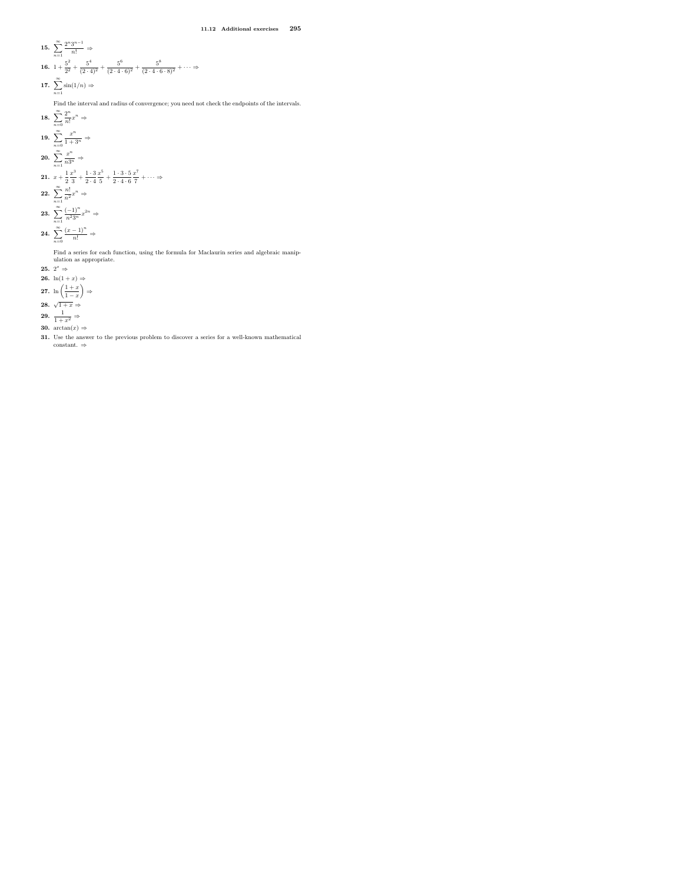**15.** $\displaystyle\sum_{n=1}^{\infty} \frac{2^n 3^{n-1}}{n!} \Rightarrow$

**16.** $1 + \dfrac{5^2}{2^2} + \dfrac{5^4}{(2 \cdot 4)^2} + \dfrac{5^6}{(2 \cdot 4 \cdot 6)^2} + \dfrac{5^8}{(2 \cdot 4 \cdot 6 \cdot 8)^2} + \cdots \Rightarrow$

**17.** $\displaystyle\sum_{n=1}^{\infty} \sin(1/n) \Rightarrow$

Find the interval and radius of convergence; you need not check the endpoints of the intervals.

**18.** $\displaystyle\sum_{n=0}^{\infty} \frac{2^n}{n!} x^n \Rightarrow$

**19.** $\displaystyle\sum_{n=0}^{\infty} \frac{x^n}{1+3^n} \Rightarrow$

**20.** $\displaystyle\sum_{n=1}^{\infty} \frac{x^n}{n 3^n} \Rightarrow$

**21.** $x + \dfrac{1}{2}\dfrac{x^3}{3} + \dfrac{1 \cdot 3}{2 \cdot 4}\dfrac{x^5}{5} + \dfrac{1 \cdot 3 \cdot 5}{2 \cdot 4 \cdot 6}\dfrac{x^7}{7} + \cdots \Rightarrow$

**22.** $\displaystyle\sum_{n=1}^{\infty} \frac{n!}{n^2} x^n \Rightarrow$

**23.** $\displaystyle\sum_{n=1}^{\infty} \frac{(-1)^n}{n^2 3^n} x^{2n} \Rightarrow$

**24.** $\displaystyle\sum_{n=0}^{\infty} \frac{(x-1)^n}{n!} \Rightarrow$

Find a series for each function, using the formula for Maclaurin series and algebraic manipulation as appropriate.

**25.** $2^x \Rightarrow$

**26.** $\ln(1+x) \Rightarrow$

**27.** $\ln\left(\dfrac{1+x}{1-x}\right) \Rightarrow$

**28.** $\sqrt{1+x} \Rightarrow$

**29.** $\dfrac{1}{1+x^2} \Rightarrow$

**30.** $\arctan(x) \Rightarrow$

**31.** Use the answer to the previous problem to discover a series for a well-known mathematical constant. $\Rightarrow$